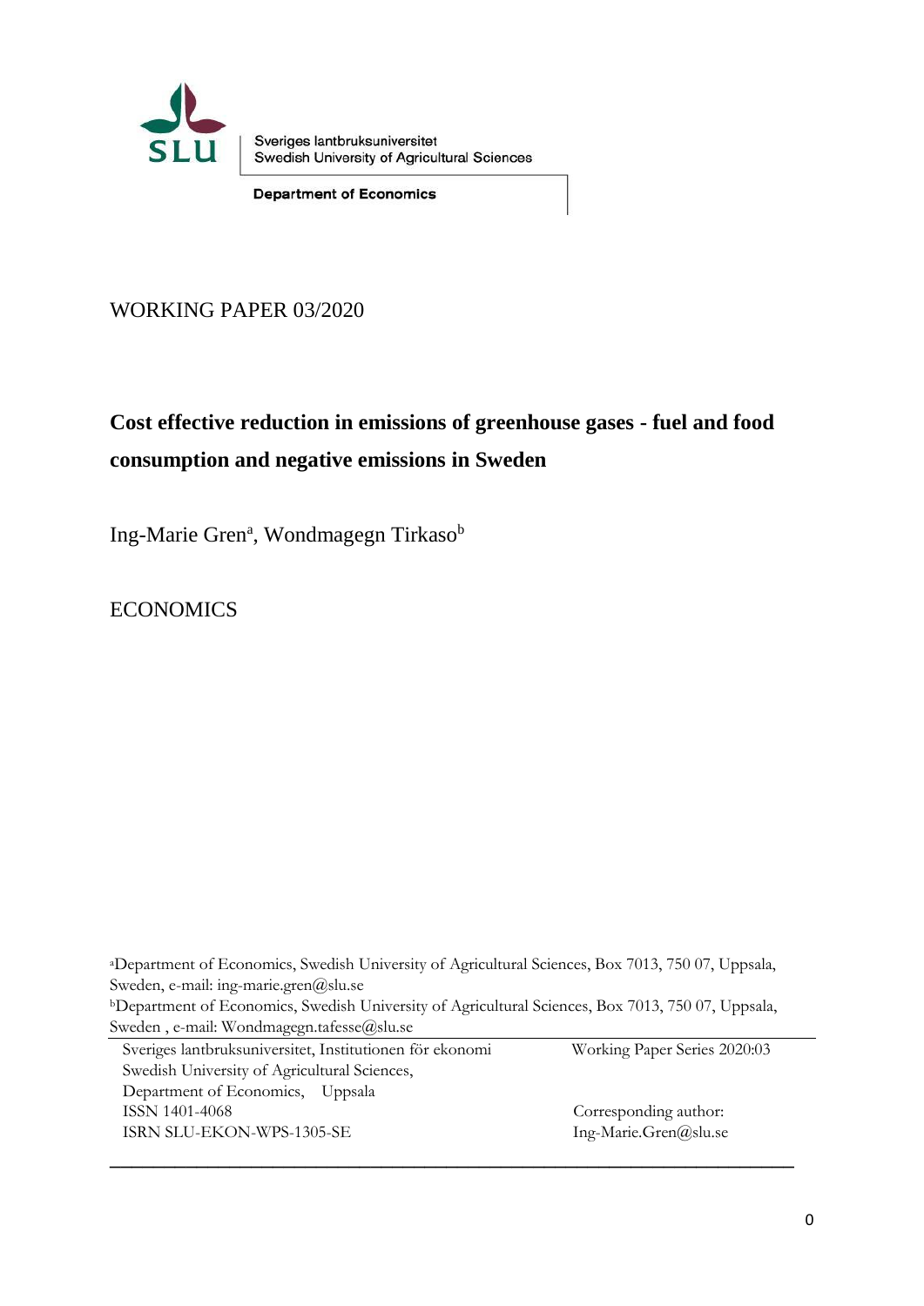Sveriges lantbruksuniversitet
Swedish University of Agricultural Sciences

**Department of Economics**

WORKING PAPER 03/2020

# Cost effective reduction in emissions of greenhouse gases - fuel and food consumption and negative emissions in Sweden

Ing-Marie Gren[a], Wondmagegn Tirkaso[b]

ECONOMICS

[a]Department of Economics, Swedish University of Agricultural Sciences, Box 7013, 750 07, Uppsala, Sweden, e-mail: ing-marie.gren@slu.se
[b]Department of Economics, Swedish University of Agricultural Sciences, Box 7013, 750 07, Uppsala, Sweden , e-mail: Wondmagegn.tafesse@slu.se

Sveriges lantbruksuniversitet, Institutionen för ekonomi
Swedish University of Agricultural Sciences,
Department of Economics, Uppsala
ISSN 1401-4068
ISRN SLU-EKON-WPS-1305-SE

Working Paper Series 2020:03

Corresponding author:
Ing-Marie.Gren@slu.se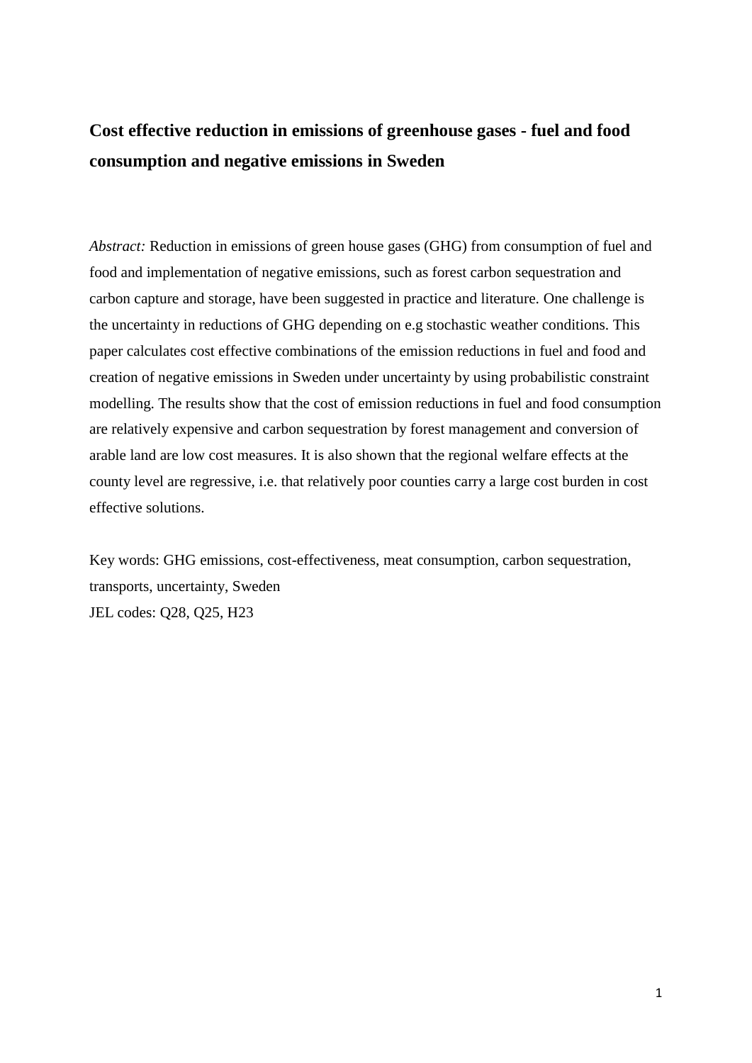## Cost effective reduction in emissions of greenhouse gases - fuel and food consumption and negative emissions in Sweden

*Abstract:* Reduction in emissions of green house gases (GHG) from consumption of fuel and food and implementation of negative emissions, such as forest carbon sequestration and carbon capture and storage, have been suggested in practice and literature. One challenge is the uncertainty in reductions of GHG depending on e.g stochastic weather conditions. This paper calculates cost effective combinations of the emission reductions in fuel and food and creation of negative emissions in Sweden under uncertainty by using probabilistic constraint modelling. The results show that the cost of emission reductions in fuel and food consumption are relatively expensive and carbon sequestration by forest management and conversion of arable land are low cost measures. It is also shown that the regional welfare effects at the county level are regressive, i.e. that relatively poor counties carry a large cost burden in cost effective solutions.

Key words: GHG emissions, cost-effectiveness, meat consumption, carbon sequestration, transports, uncertainty, Sweden
JEL codes: Q28, Q25, H23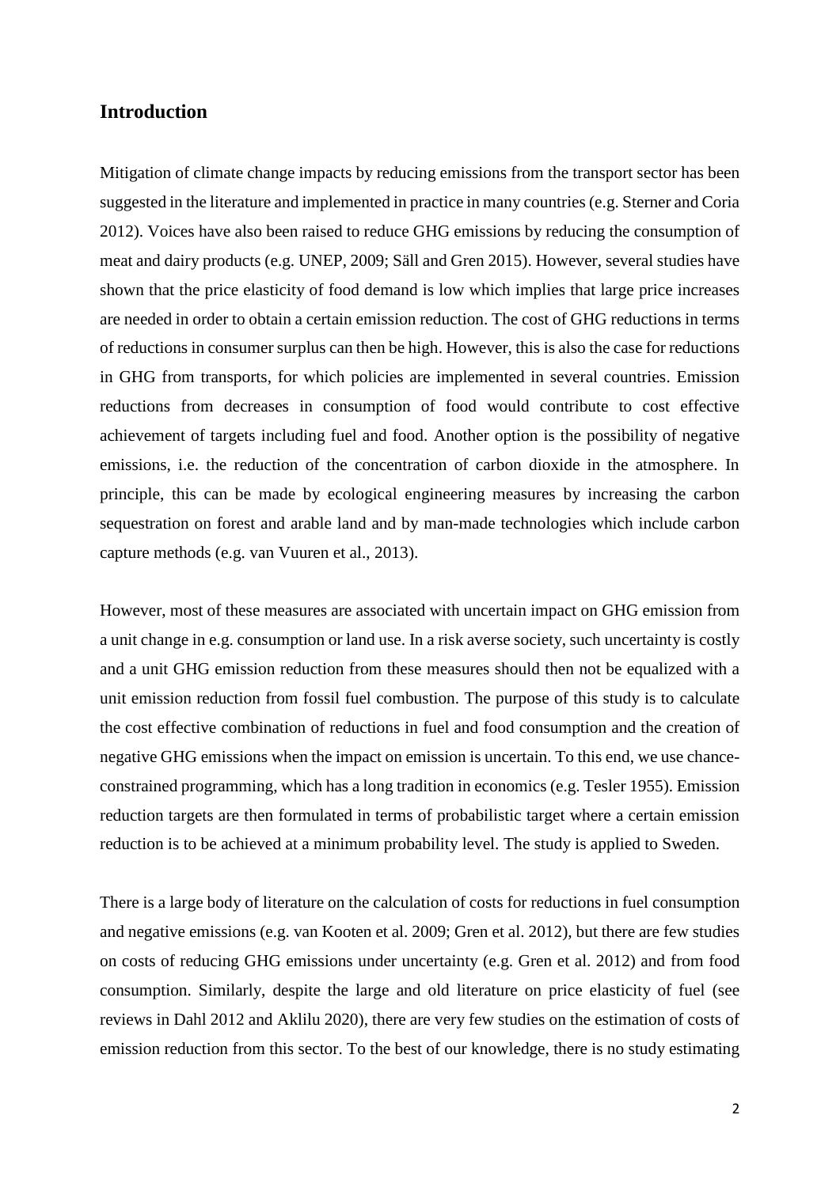## Introduction

Mitigation of climate change impacts by reducing emissions from the transport sector has been suggested in the literature and implemented in practice in many countries (e.g. Sterner and Coria 2012). Voices have also been raised to reduce GHG emissions by reducing the consumption of meat and dairy products (e.g. UNEP, 2009; Säll and Gren 2015). However, several studies have shown that the price elasticity of food demand is low which implies that large price increases are needed in order to obtain a certain emission reduction. The cost of GHG reductions in terms of reductions in consumer surplus can then be high. However, this is also the case for reductions in GHG from transports, for which policies are implemented in several countries. Emission reductions from decreases in consumption of food would contribute to cost effective achievement of targets including fuel and food. Another option is the possibility of negative emissions, i.e. the reduction of the concentration of carbon dioxide in the atmosphere. In principle, this can be made by ecological engineering measures by increasing the carbon sequestration on forest and arable land and by man-made technologies which include carbon capture methods (e.g. van Vuuren et al., 2013).

However, most of these measures are associated with uncertain impact on GHG emission from a unit change in e.g. consumption or land use. In a risk averse society, such uncertainty is costly and a unit GHG emission reduction from these measures should then not be equalized with a unit emission reduction from fossil fuel combustion. The purpose of this study is to calculate the cost effective combination of reductions in fuel and food consumption and the creation of negative GHG emissions when the impact on emission is uncertain. To this end, we use chance-constrained programming, which has a long tradition in economics (e.g. Tesler 1955). Emission reduction targets are then formulated in terms of probabilistic target where a certain emission reduction is to be achieved at a minimum probability level. The study is applied to Sweden.

There is a large body of literature on the calculation of costs for reductions in fuel consumption and negative emissions (e.g. van Kooten et al. 2009; Gren et al. 2012), but there are few studies on costs of reducing GHG emissions under uncertainty (e.g. Gren et al. 2012) and from food consumption. Similarly, despite the large and old literature on price elasticity of fuel (see reviews in Dahl 2012 and Aklilu 2020), there are very few studies on the estimation of costs of emission reduction from this sector. To the best of our knowledge, there is no study estimating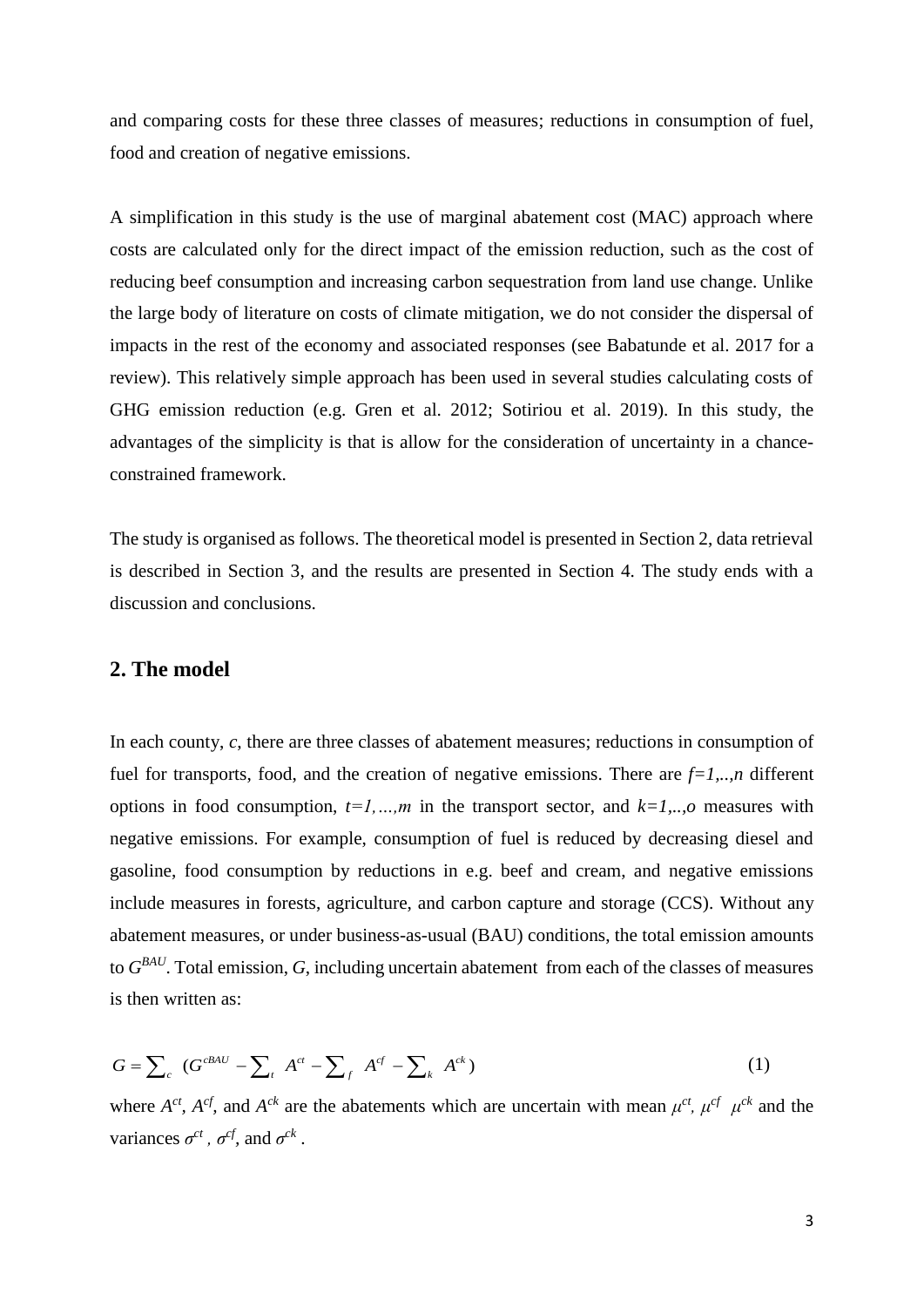and comparing costs for these three classes of measures; reductions in consumption of fuel, food and creation of negative emissions.

A simplification in this study is the use of marginal abatement cost (MAC) approach where costs are calculated only for the direct impact of the emission reduction, such as the cost of reducing beef consumption and increasing carbon sequestration from land use change. Unlike the large body of literature on costs of climate mitigation, we do not consider the dispersal of impacts in the rest of the economy and associated responses (see Babatunde et al. 2017 for a review). This relatively simple approach has been used in several studies calculating costs of GHG emission reduction (e.g. Gren et al. 2012; Sotiriou et al. 2019). In this study, the advantages of the simplicity is that is allow for the consideration of uncertainty in a chance-constrained framework.

The study is organised as follows. The theoretical model is presented in Section 2, data retrieval is described in Section 3, and the results are presented in Section 4. The study ends with a discussion and conclusions.

## 2. The model

In each county, $c$, there are three classes of abatement measures; reductions in consumption of fuel for transports, food, and the creation of negative emissions. There are $f=1,..,n$ different options in food consumption, $t=1,...,m$ in the transport sector, and $k=1,..,o$ measures with negative emissions. For example, consumption of fuel is reduced by decreasing diesel and gasoline, food consumption by reductions in e.g. beef and cream, and negative emissions include measures in forests, agriculture, and carbon capture and storage (CCS). Without any abatement measures, or under business-as-usual (BAU) conditions, the total emission amounts to $G^{BAU}$. Total emission, $G$, including uncertain abatement from each of the classes of measures is then written as:

$$G = \sum_{c} \left(G^{cBAU} - \sum_{t} A^{ct} - \sum_{f} A^{cf} - \sum_{k} A^{ck}\right) \tag{1}$$

where $A^{ct}$, $A^{cf}$, and $A^{ck}$ are the abatements which are uncertain with mean $\mu^{ct}$, $\mu^{cf}$ $\mu^{ck}$ and the variances $\sigma^{ct}$, $\sigma^{cf}$, and $\sigma^{ck}$.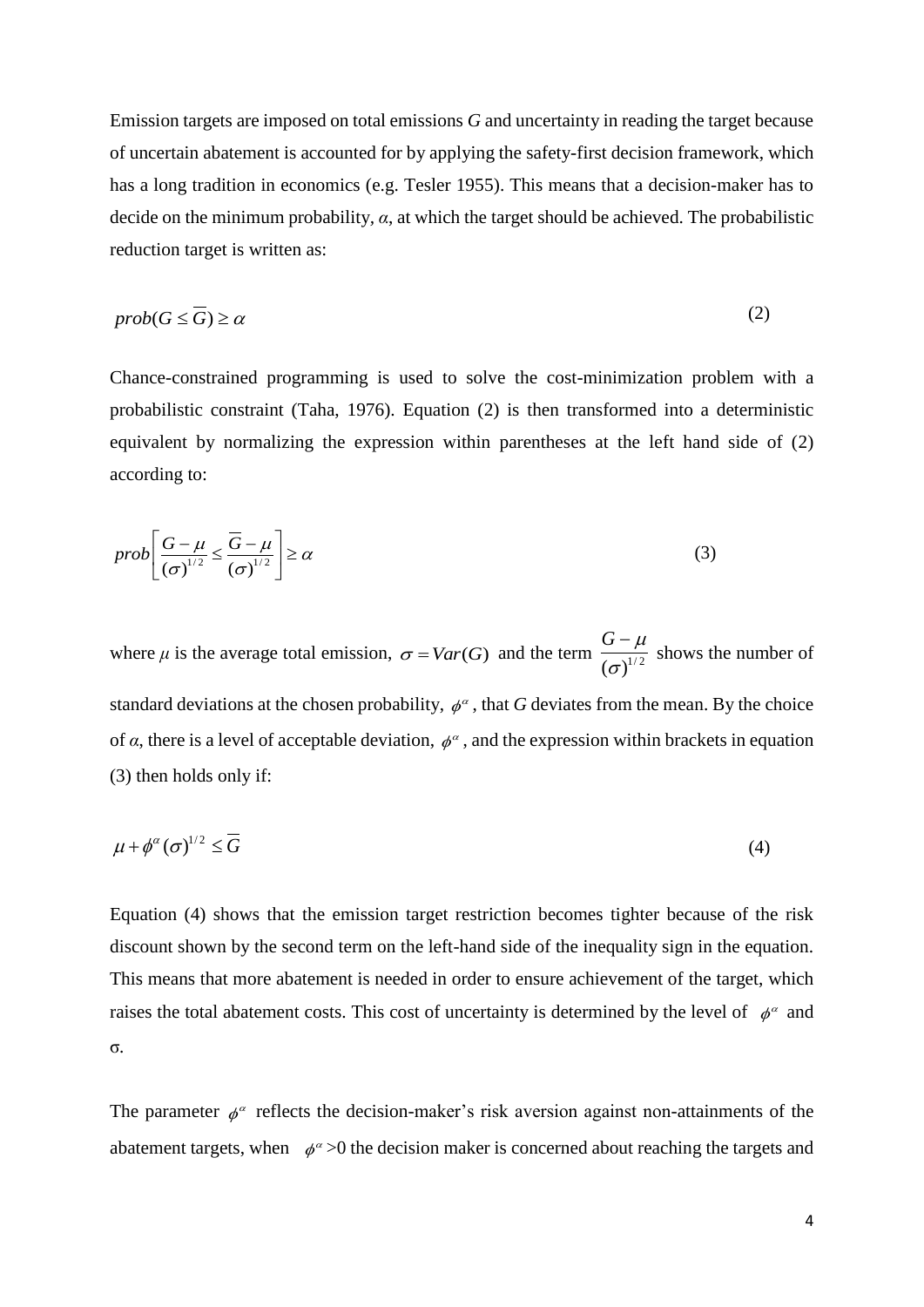Emission targets are imposed on total emissions *G* and uncertainty in reading the target because of uncertain abatement is accounted for by applying the safety-first decision framework, which has a long tradition in economics (e.g. Tesler 1955). This means that a decision-maker has to decide on the minimum probability, $\alpha$, at which the target should be achieved. The probabilistic reduction target is written as:

$$prob(G \leq \overline{G}) \geq \alpha \tag{2}$$

Chance-constrained programming is used to solve the cost-minimization problem with a probabilistic constraint (Taha, 1976). Equation (2) is then transformed into a deterministic equivalent by normalizing the expression within parentheses at the left hand side of (2) according to:

$$prob\left[\frac{G-\mu}{(\sigma)^{1/2}} \leq \frac{\overline{G}-\mu}{(\sigma)^{1/2}}\right] \geq \alpha \tag{3}$$

where $\mu$ is the average total emission, $\sigma = Var(G)$ and the term $\frac{G-\mu}{(\sigma)^{1/2}}$ shows the number of standard deviations at the chosen probability, $\phi^{\alpha}$, that *G* deviates from the mean. By the choice of $\alpha$, there is a level of acceptable deviation, $\phi^{\alpha}$, and the expression within brackets in equation (3) then holds only if:

$$\mu + \phi^{\alpha}(\sigma)^{1/2} \leq \overline{G} \tag{4}$$

Equation (4) shows that the emission target restriction becomes tighter because of the risk discount shown by the second term on the left-hand side of the inequality sign in the equation. This means that more abatement is needed in order to ensure achievement of the target, which raises the total abatement costs. This cost of uncertainty is determined by the level of $\phi^{\alpha}$ and $\sigma$.

The parameter $\phi^{\alpha}$ reflects the decision-maker's risk aversion against non-attainments of the abatement targets, when $\phi^{\alpha}>0$ the decision maker is concerned about reaching the targets and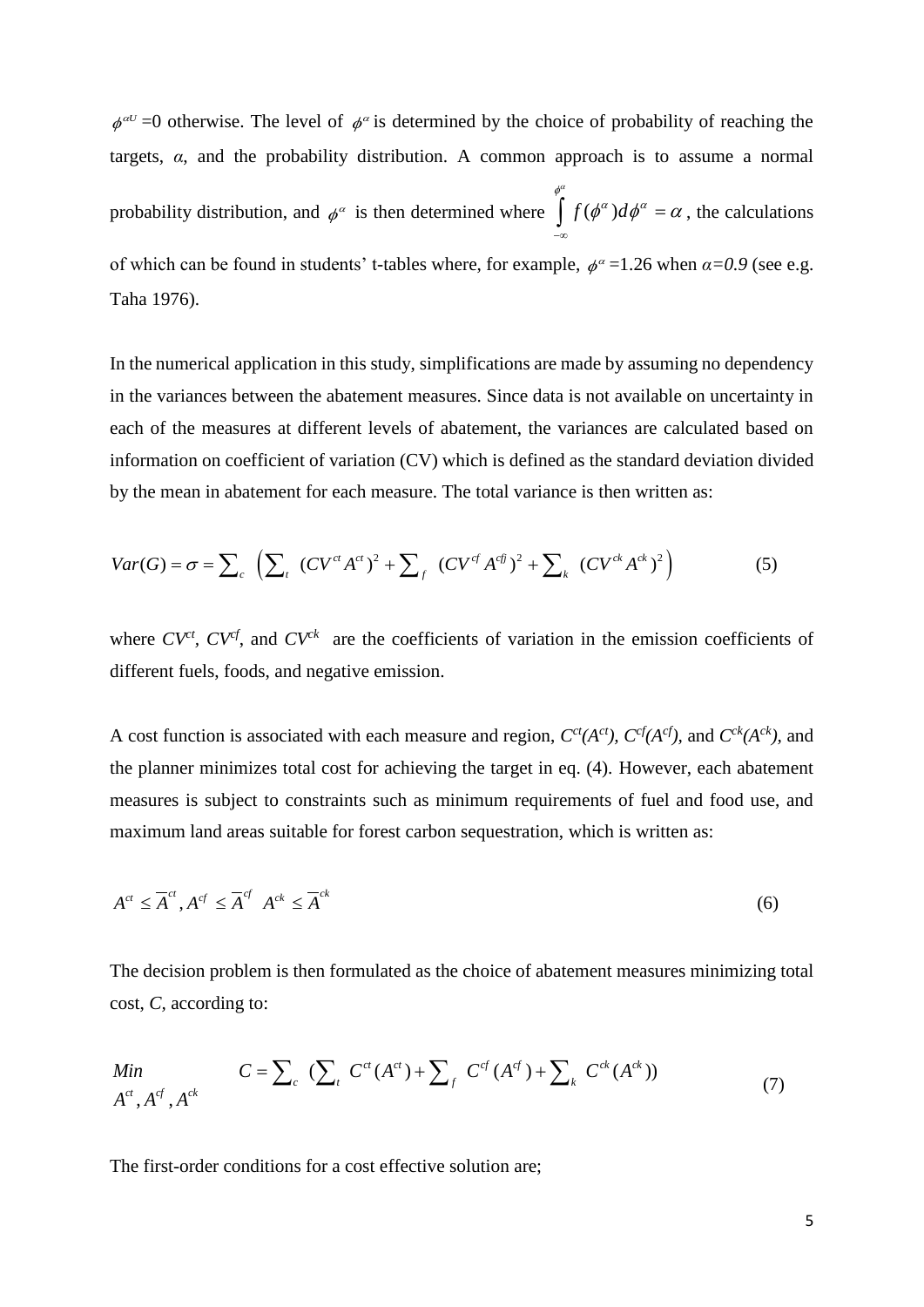$\phi^{\alpha U}$ =0 otherwise. The level of $\phi^{\alpha}$ is determined by the choice of probability of reaching the targets, *α*, and the probability distribution. A common approach is to assume a normal probability distribution, and $\phi^{\alpha}$ is then determined where $\int_{-\infty}^{\phi^{\alpha}} f(\phi^{\alpha})d\phi^{\alpha} = \alpha$, the calculations of which can be found in students' t-tables where, for example, $\phi^{\alpha}$ =1.26 when *α=0.9* (see e.g. Taha 1976).

In the numerical application in this study, simplifications are made by assuming no dependency in the variances between the abatement measures. Since data is not available on uncertainty in each of the measures at different levels of abatement, the variances are calculated based on information on coefficient of variation (CV) which is defined as the standard deviation divided by the mean in abatement for each measure. The total variance is then written as:

$$Var(G) = \sigma = \sum_{c} \left( \sum_{t} (CV^{ct} A^{ct})^2 + \sum_{f} (CV^{cf} A^{cfj})^2 + \sum_{k} (CV^{ck} A^{ck})^2 \right) \tag{5}$$

where $CV^{ct}$, $CV^{cf}$, and $CV^{ck}$ are the coefficients of variation in the emission coefficients of different fuels, foods, and negative emission.

A cost function is associated with each measure and region, $C^{ct}(A^{ct})$, $C^{cf}(A^{cf})$, and $C^{ck}(A^{ck})$, and the planner minimizes total cost for achieving the target in eq. (4). However, each abatement measures is subject to constraints such as minimum requirements of fuel and food use, and maximum land areas suitable for forest carbon sequestration, which is written as:

$$A^{ct} \leq \overline{A}^{ct}, A^{cf} \leq \overline{A}^{cf} \;\; A^{ck} \leq \overline{A}^{ck} \tag{6}$$

The decision problem is then formulated as the choice of abatement measures minimizing total cost, *C*, according to:

$$\underset{A^{ct}, A^{cf}, A^{ck}}{Min} \qquad C = \sum_{c} \left( \sum_{t} C^{ct}(A^{ct}) + \sum_{f} C^{cf}(A^{cf}) + \sum_{k} C^{ck}(A^{ck}) \right) \tag{7}$$

The first-order conditions for a cost effective solution are;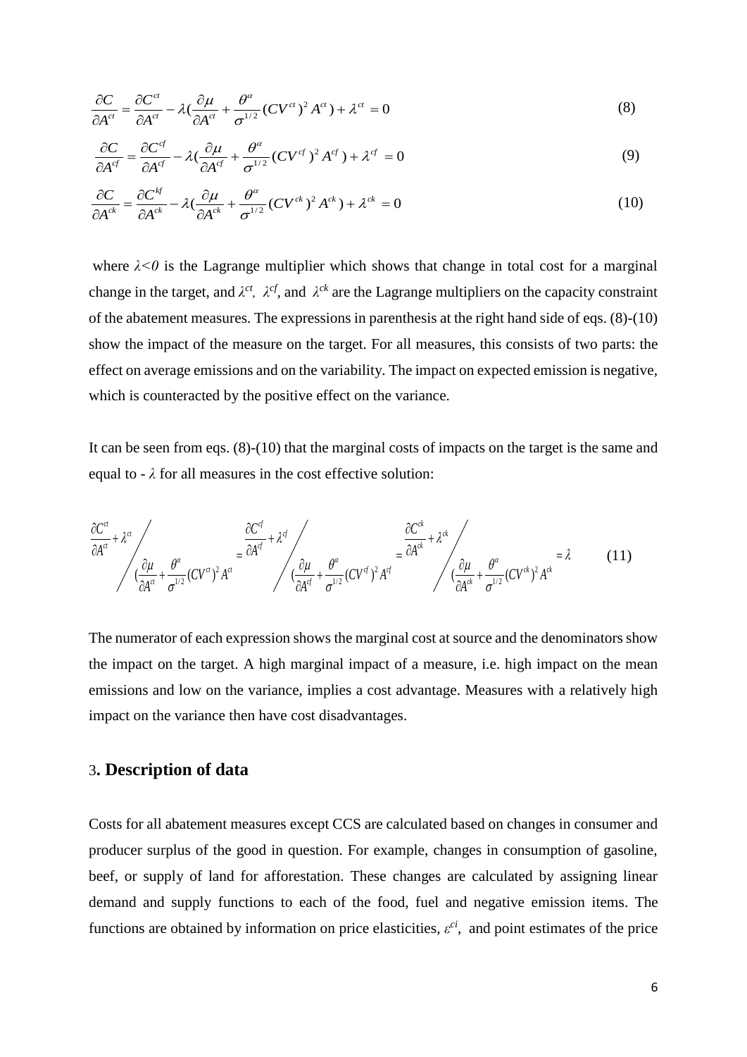$$\frac{\partial C}{\partial A^{ct}} = \frac{\partial C^{ct}}{\partial A^{ct}} - \lambda(\frac{\partial \mu}{\partial A^{ct}} + \frac{\theta^{\alpha}}{\sigma^{1/2}}(CV^{ct})^2 A^{ct}) + \lambda^{ct} = 0 \tag{8}$$

$$\frac{\partial C}{\partial A^{cf}} = \frac{\partial C^{cf}}{\partial A^{cf}} - \lambda(\frac{\partial \mu}{\partial A^{cf}} + \frac{\theta^{\alpha}}{\sigma^{1/2}}(CV^{cf})^2 A^{cf}) + \lambda^{cf} = 0 \tag{9}$$

$$\frac{\partial C}{\partial A^{ck}} = \frac{\partial C^{kf}}{\partial A^{ck}} - \lambda(\frac{\partial \mu}{\partial A^{ck}} + \frac{\theta^{\alpha}}{\sigma^{1/2}}(CV^{ck})^2 A^{ck}) + \lambda^{ck} = 0 \tag{10}$$

where $\lambda<0$ is the Lagrange multiplier which shows that change in total cost for a marginal change in the target, and $\lambda^{ct}$, $\lambda^{cf}$, and $\lambda^{ck}$ are the Lagrange multipliers on the capacity constraint of the abatement measures. The expressions in parenthesis at the right hand side of eqs. (8)-(10) show the impact of the measure on the target. For all measures, this consists of two parts: the effect on average emissions and on the variability. The impact on expected emission is negative, which is counteracted by the positive effect on the variance.

It can be seen from eqs. (8)-(10) that the marginal costs of impacts on the target is the same and equal to - $\lambda$ for all measures in the cost effective solution:

$$\frac{\frac{\partial C^{ct}}{\partial A^{ct}} + \lambda^{ct}}{(\frac{\partial \mu}{\partial A^{ct}} + \frac{\theta^{\alpha}}{\sigma^{1/2}}(CV^{ct})^2 A^{ct}} = \frac{\frac{\partial C^{cf}}{\partial A^{cf}} + \lambda^{cf}}{(\frac{\partial \mu}{\partial A^{cf}} + \frac{\theta^{\alpha}}{\sigma^{1/2}}(CV^{cf})^2 A^{cf}} = \frac{\frac{\partial C^{ck}}{\partial A^{ck}} + \lambda^{ck}}{(\frac{\partial \mu}{\partial A^{ck}} + \frac{\theta^{\alpha}}{\sigma^{1/2}}(CV^{ck})^2 A^{ck}} = \lambda \tag{11}$$

The numerator of each expression shows the marginal cost at source and the denominators show the impact on the target. A high marginal impact of a measure, i.e. high impact on the mean emissions and low on the variance, implies a cost advantage. Measures with a relatively high impact on the variance then have cost disadvantages.

## 3. Description of data

Costs for all abatement measures except CCS are calculated based on changes in consumer and producer surplus of the good in question. For example, changes in consumption of gasoline, beef, or supply of land for afforestation. These changes are calculated by assigning linear demand and supply functions to each of the food, fuel and negative emission items. The functions are obtained by information on price elasticities, $\varepsilon^{ci}$, and point estimates of the price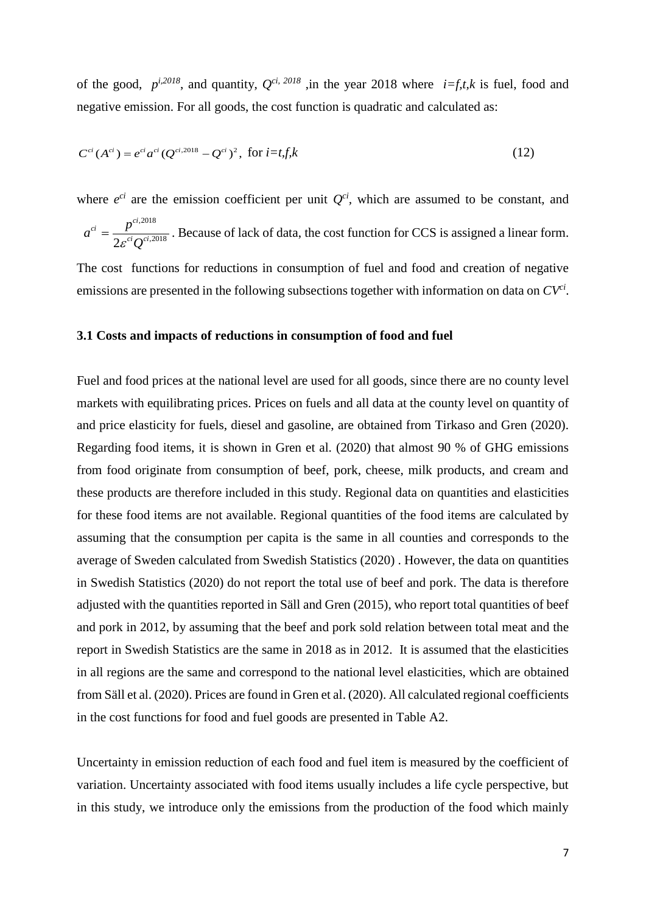of the good, $p^{i,2018}$, and quantity, $Q^{ci,\, 2018}$ ,in the year 2018 where $i=f,t,k$ is fuel, food and negative emission. For all goods, the cost function is quadratic and calculated as:

$$C^{ci}(A^{ci}) = e^{ci}a^{ci}(Q^{ci,2018} - Q^{ci})^2, \text{ for } i=t,f,k \tag{12}$$

where $e^{ci}$ are the emission coefficient per unit $Q^{ci}$, which are assumed to be constant, and $a^{ci} = \frac{p^{ci,2018}}{2\varepsilon^{ci}Q^{ci,2018}}$. Because of lack of data, the cost function for CCS is assigned a linear form. The cost functions for reductions in consumption of fuel and food and creation of negative emissions are presented in the following subsections together with information on data on $CV^{ci}$.

### 3.1 Costs and impacts of reductions in consumption of food and fuel

Fuel and food prices at the national level are used for all goods, since there are no county level markets with equilibrating prices. Prices on fuels and all data at the county level on quantity of and price elasticity for fuels, diesel and gasoline, are obtained from Tirkaso and Gren (2020). Regarding food items, it is shown in Gren et al. (2020) that almost 90 % of GHG emissions from food originate from consumption of beef, pork, cheese, milk products, and cream and these products are therefore included in this study. Regional data on quantities and elasticities for these food items are not available. Regional quantities of the food items are calculated by assuming that the consumption per capita is the same in all counties and corresponds to the average of Sweden calculated from Swedish Statistics (2020) . However, the data on quantities in Swedish Statistics (2020) do not report the total use of beef and pork. The data is therefore adjusted with the quantities reported in Säll and Gren (2015), who report total quantities of beef and pork in 2012, by assuming that the beef and pork sold relation between total meat and the report in Swedish Statistics are the same in 2018 as in 2012. It is assumed that the elasticities in all regions are the same and correspond to the national level elasticities, which are obtained from Säll et al. (2020). Prices are found in Gren et al. (2020). All calculated regional coefficients in the cost functions for food and fuel goods are presented in Table A2.

Uncertainty in emission reduction of each food and fuel item is measured by the coefficient of variation. Uncertainty associated with food items usually includes a life cycle perspective, but in this study, we introduce only the emissions from the production of the food which mainly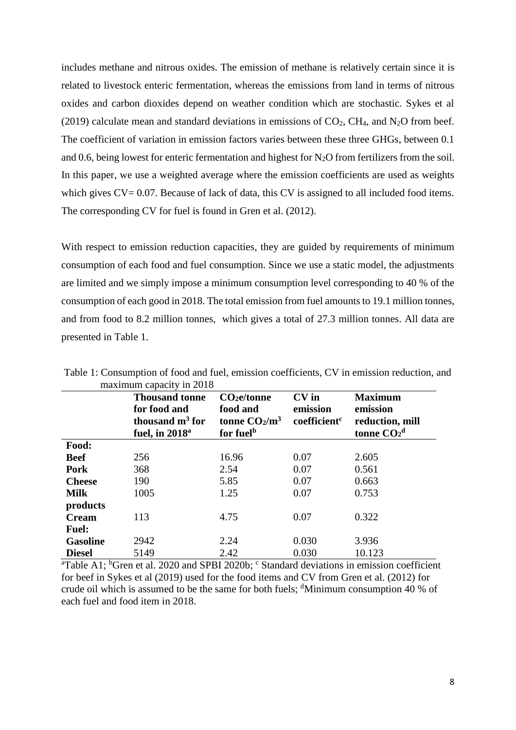includes methane and nitrous oxides. The emission of methane is relatively certain since it is related to livestock enteric fermentation, whereas the emissions from land in terms of nitrous oxides and carbon dioxides depend on weather condition which are stochastic. Sykes et al (2019) calculate mean and standard deviations in emissions of $CO_2$, $CH_4$, and $N_2O$ from beef. The coefficient of variation in emission factors varies between these three GHGs, between 0.1 and 0.6, being lowest for enteric fermentation and highest for $N_2O$ from fertilizers from the soil. In this paper, we use a weighted average where the emission coefficients are used as weights which gives CV= 0.07. Because of lack of data, this CV is assigned to all included food items. The corresponding CV for fuel is found in Gren et al. (2012).

With respect to emission reduction capacities, they are guided by requirements of minimum consumption of each food and fuel consumption. Since we use a static model, the adjustments are limited and we simply impose a minimum consumption level corresponding to 40 % of the consumption of each good in 2018. The total emission from fuel amounts to 19.1 million tonnes, and from food to 8.2 million tonnes, which gives a total of 27.3 million tonnes. All data are presented in Table 1.

Table 1: Consumption of food and fuel, emission coefficients, CV in emission reduction, and maximum capacity in 2018

| | **Thousand tonne for food and thousand $m^3$ for fuel, in 2018**[a] | **$CO_2e$/tonne food and tonne $CO_2/m^3$ for fuel**[b] | **CV in emission coefficient**[c] | **Maximum emission reduction, mill tonne $CO_2$**[d] |
|---|---|---|---|---|
| **Food:** | | | | |
| **Beef** | 256 | 16.96 | 0.07 | 2.605 |
| **Pork** | 368 | 2.54 | 0.07 | 0.561 |
| **Cheese** | 190 | 5.85 | 0.07 | 0.663 |
| **Milk products** | 1005 | 1.25 | 0.07 | 0.753 |
| **Cream** | 113 | 4.75 | 0.07 | 0.322 |
| **Fuel:** | | | | |
| **Gasoline** | 2942 | 2.24 | 0.030 | 3.936 |
| **Diesel** | 5149 | 2.42 | 0.030 | 10.123 |

[a]Table A1; [b]Gren et al. 2020 and SPBI 2020b; [c] Standard deviations in emission coefficient for beef in Sykes et al (2019) used for the food items and CV from Gren et al. (2012) for crude oil which is assumed to be the same for both fuels; [d]Minimum consumption 40 % of each fuel and food item in 2018.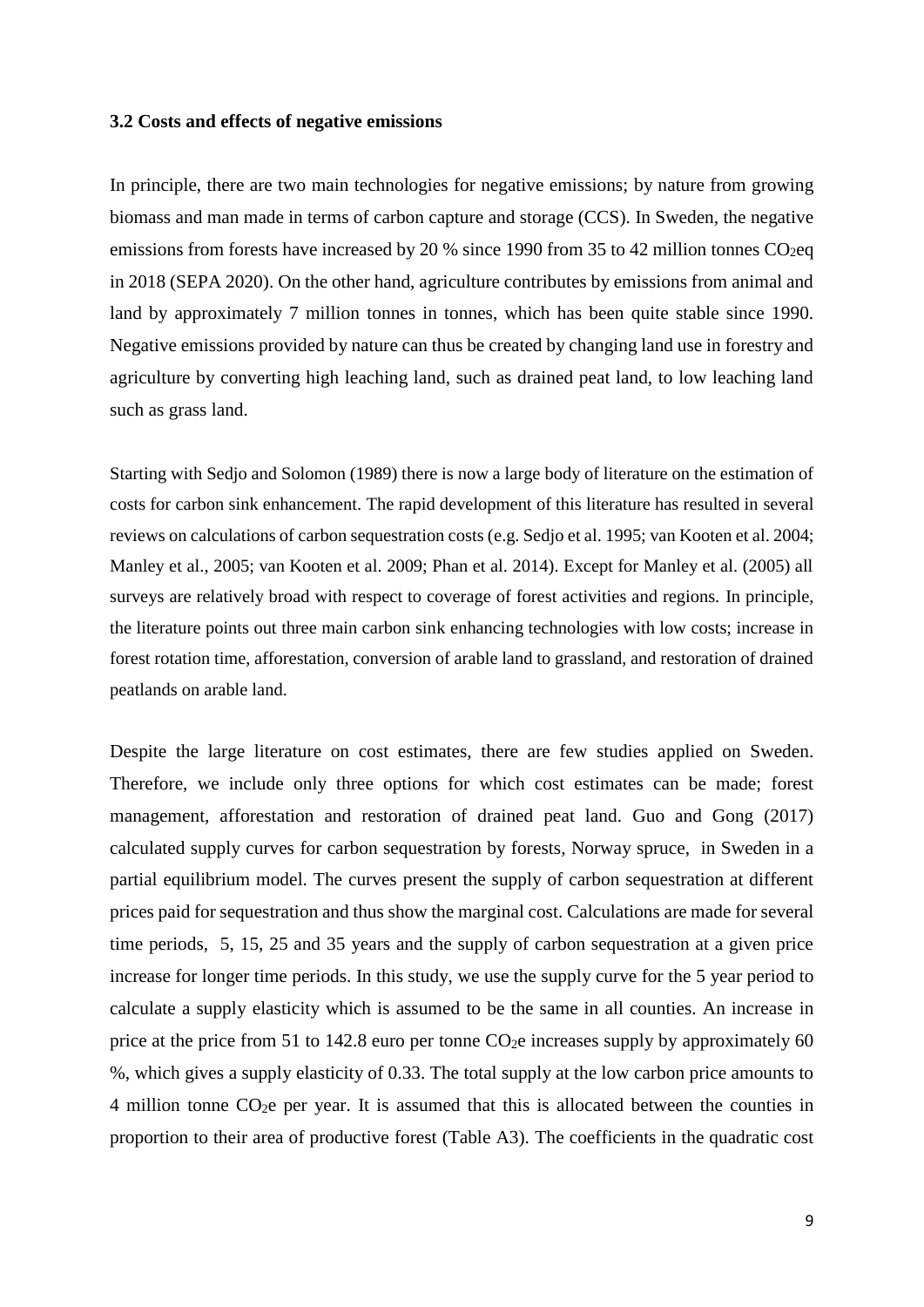### 3.2 Costs and effects of negative emissions

In principle, there are two main technologies for negative emissions; by nature from growing biomass and man made in terms of carbon capture and storage (CCS). In Sweden, the negative emissions from forests have increased by 20 % since 1990 from 35 to 42 million tonnes $CO_2$eq in 2018 (SEPA 2020). On the other hand, agriculture contributes by emissions from animal and land by approximately 7 million tonnes in tonnes, which has been quite stable since 1990. Negative emissions provided by nature can thus be created by changing land use in forestry and agriculture by converting high leaching land, such as drained peat land, to low leaching land such as grass land.

Starting with Sedjo and Solomon (1989) there is now a large body of literature on the estimation of costs for carbon sink enhancement. The rapid development of this literature has resulted in several reviews on calculations of carbon sequestration costs (e.g. Sedjo et al. 1995; van Kooten et al. 2004; Manley et al., 2005; van Kooten et al. 2009; Phan et al. 2014). Except for Manley et al. (2005) all surveys are relatively broad with respect to coverage of forest activities and regions. In principle, the literature points out three main carbon sink enhancing technologies with low costs; increase in forest rotation time, afforestation, conversion of arable land to grassland, and restoration of drained peatlands on arable land.

Despite the large literature on cost estimates, there are few studies applied on Sweden. Therefore, we include only three options for which cost estimates can be made; forest management, afforestation and restoration of drained peat land. Guo and Gong (2017) calculated supply curves for carbon sequestration by forests, Norway spruce, in Sweden in a partial equilibrium model. The curves present the supply of carbon sequestration at different prices paid for sequestration and thus show the marginal cost. Calculations are made for several time periods, 5, 15, 25 and 35 years and the supply of carbon sequestration at a given price increase for longer time periods. In this study, we use the supply curve for the 5 year period to calculate a supply elasticity which is assumed to be the same in all counties. An increase in price at the price from 51 to 142.8 euro per tonne $CO_2$e increases supply by approximately 60 %, which gives a supply elasticity of 0.33. The total supply at the low carbon price amounts to 4 million tonne $CO_2$e per year. It is assumed that this is allocated between the counties in proportion to their area of productive forest (Table A3). The coefficients in the quadratic cost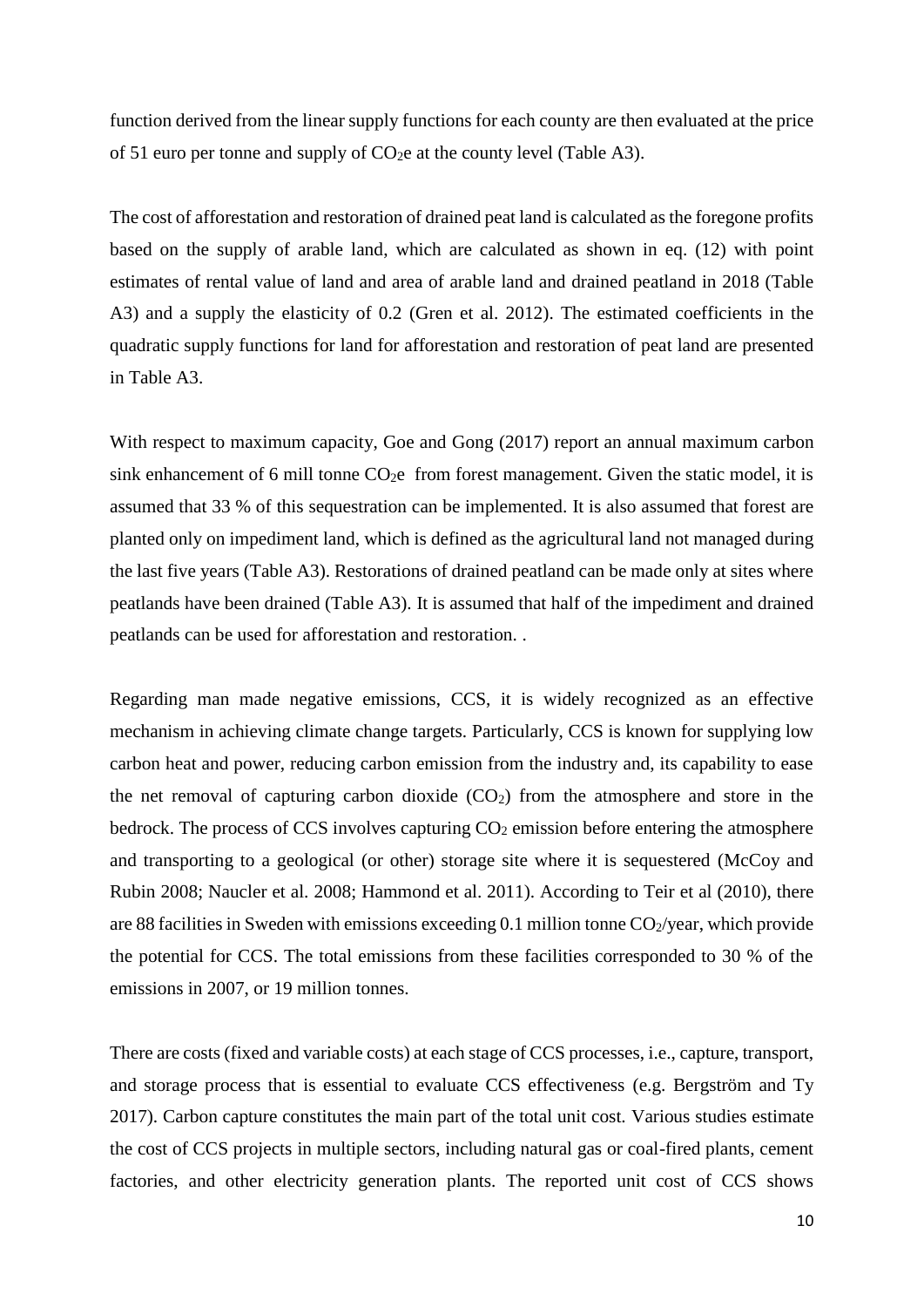function derived from the linear supply functions for each county are then evaluated at the price of 51 euro per tonne and supply of $CO_2$e at the county level (Table A3).

The cost of afforestation and restoration of drained peat land is calculated as the foregone profits based on the supply of arable land, which are calculated as shown in eq. (12) with point estimates of rental value of land and area of arable land and drained peatland in 2018 (Table A3) and a supply the elasticity of 0.2 (Gren et al. 2012). The estimated coefficients in the quadratic supply functions for land for afforestation and restoration of peat land are presented in Table A3.

With respect to maximum capacity, Goe and Gong (2017) report an annual maximum carbon sink enhancement of 6 mill tonne $CO_2$e from forest management. Given the static model, it is assumed that 33 % of this sequestration can be implemented. It is also assumed that forest are planted only on impediment land, which is defined as the agricultural land not managed during the last five years (Table A3). Restorations of drained peatland can be made only at sites where peatlands have been drained (Table A3). It is assumed that half of the impediment and drained peatlands can be used for afforestation and restoration. .

Regarding man made negative emissions, CCS, it is widely recognized as an effective mechanism in achieving climate change targets. Particularly, CCS is known for supplying low carbon heat and power, reducing carbon emission from the industry and, its capability to ease the net removal of capturing carbon dioxide ($CO_2$) from the atmosphere and store in the bedrock. The process of CCS involves capturing $CO_2$ emission before entering the atmosphere and transporting to a geological (or other) storage site where it is sequestered (McCoy and Rubin 2008; Naucler et al. 2008; Hammond et al. 2011). According to Teir et al (2010), there are 88 facilities in Sweden with emissions exceeding 0.1 million tonne $CO_2$/year, which provide the potential for CCS. The total emissions from these facilities corresponded to 30 % of the emissions in 2007, or 19 million tonnes.

There are costs (fixed and variable costs) at each stage of CCS processes, i.e., capture, transport, and storage process that is essential to evaluate CCS effectiveness (e.g. Bergström and Ty 2017). Carbon capture constitutes the main part of the total unit cost. Various studies estimate the cost of CCS projects in multiple sectors, including natural gas or coal-fired plants, cement factories, and other electricity generation plants. The reported unit cost of CCS shows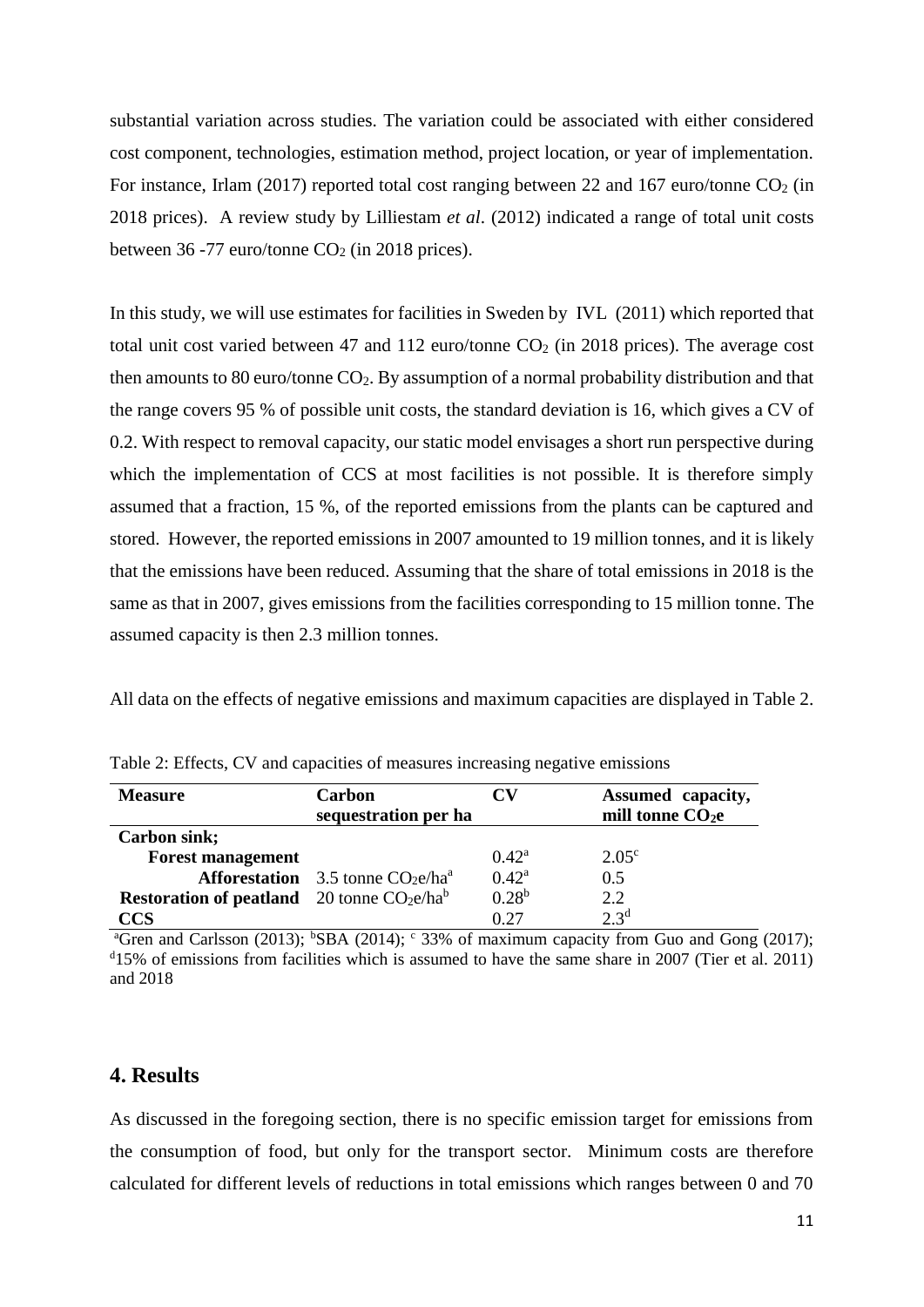substantial variation across studies. The variation could be associated with either considered cost component, technologies, estimation method, project location, or year of implementation. For instance, Irlam (2017) reported total cost ranging between 22 and 167 euro/tonne $CO_2$ (in 2018 prices). A review study by Lilliestam *et al*. (2012) indicated a range of total unit costs between 36 -77 euro/tonne $CO_2$ (in 2018 prices).

In this study, we will use estimates for facilities in Sweden by IVL (2011) which reported that total unit cost varied between 47 and 112 euro/tonne $CO_2$ (in 2018 prices). The average cost then amounts to 80 euro/tonne $CO_2$. By assumption of a normal probability distribution and that the range covers 95 % of possible unit costs, the standard deviation is 16, which gives a CV of 0.2. With respect to removal capacity, our static model envisages a short run perspective during which the implementation of CCS at most facilities is not possible. It is therefore simply assumed that a fraction, 15 %, of the reported emissions from the plants can be captured and stored. However, the reported emissions in 2007 amounted to 19 million tonnes, and it is likely that the emissions have been reduced. Assuming that the share of total emissions in 2018 is the same as that in 2007, gives emissions from the facilities corresponding to 15 million tonne. The assumed capacity is then 2.3 million tonnes.

All data on the effects of negative emissions and maximum capacities are displayed in Table 2.

Table 2: Effects, CV and capacities of measures increasing negative emissions

| Measure | Carbon sequestration per ha | CV | Assumed capacity, mill tonne $CO_2$e |
|---|---|---|---|
| **Carbon sink;** | | | |
| **Forest management** | | 0.42[a] | 2.05[c] |
| **Afforestation** | 3.5 tonne $CO_2$e/ha[a] | 0.42[a] | 0.5 |
| **Restoration of peatland** | 20 tonne $CO_2$e/ha[b] | 0.28[b] | 2.2 |
| **CCS** | | 0.27 | 2.3[d] |

[a]Gren and Carlsson (2013); [b]SBA (2014); [c] 33% of maximum capacity from Guo and Gong (2017); [d]15% of emissions from facilities which is assumed to have the same share in 2007 (Tier et al. 2011) and 2018

## 4. Results

As discussed in the foregoing section, there is no specific emission target for emissions from the consumption of food, but only for the transport sector. Minimum costs are therefore calculated for different levels of reductions in total emissions which ranges between 0 and 70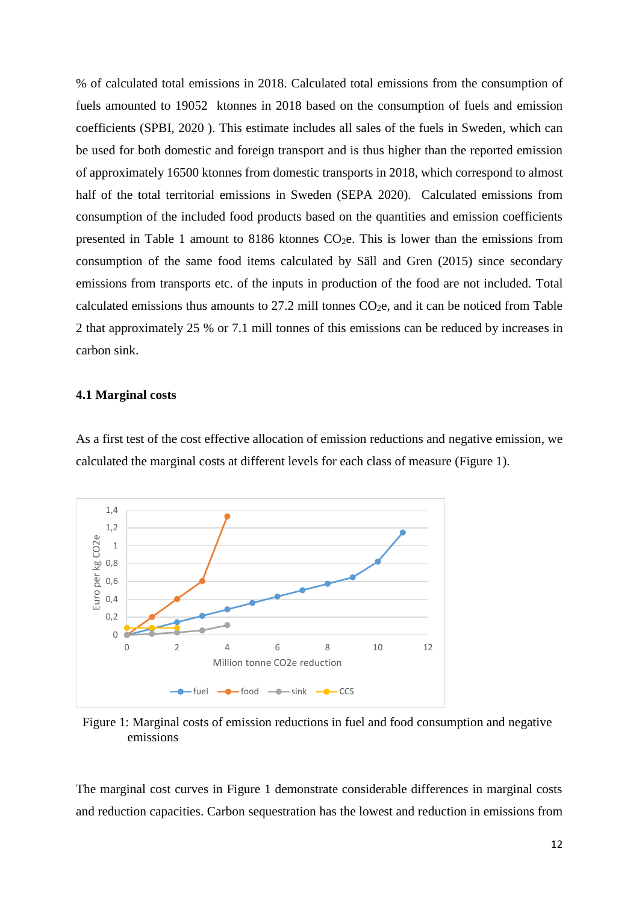% of calculated total emissions in 2018. Calculated total emissions from the consumption of fuels amounted to 19052 ktonnes in 2018 based on the consumption of fuels and emission coefficients (SPBI, 2020 ). This estimate includes all sales of the fuels in Sweden, which can be used for both domestic and foreign transport and is thus higher than the reported emission of approximately 16500 ktonnes from domestic transports in 2018, which correspond to almost half of the total territorial emissions in Sweden (SEPA 2020). Calculated emissions from consumption of the included food products based on the quantities and emission coefficients presented in Table 1 amount to 8186 ktonnes $CO_2$e. This is lower than the emissions from consumption of the same food items calculated by Säll and Gren (2015) since secondary emissions from transports etc. of the inputs in production of the food are not included. Total calculated emissions thus amounts to 27.2 mill tonnes $CO_2$e, and it can be noticed from Table 2 that approximately 25 % or 7.1 mill tonnes of this emissions can be reduced by increases in carbon sink.

### 4.1 Marginal costs

As a first test of the cost effective allocation of emission reductions and negative emission, we calculated the marginal costs at different levels for each class of measure (Figure 1).

Figure 1: Marginal costs of emission reductions in fuel and food consumption and negative emissions

The marginal cost curves in Figure 1 demonstrate considerable differences in marginal costs and reduction capacities. Carbon sequestration has the lowest and reduction in emissions from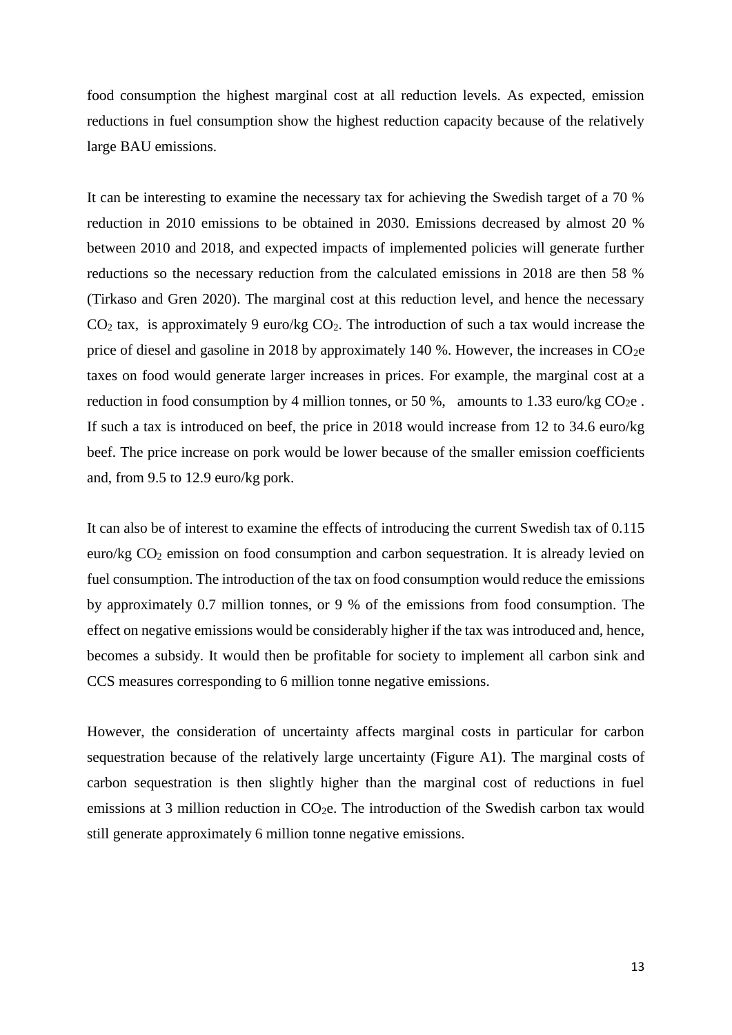food consumption the highest marginal cost at all reduction levels. As expected, emission reductions in fuel consumption show the highest reduction capacity because of the relatively large BAU emissions.

It can be interesting to examine the necessary tax for achieving the Swedish target of a 70 % reduction in 2010 emissions to be obtained in 2030. Emissions decreased by almost 20 % between 2010 and 2018, and expected impacts of implemented policies will generate further reductions so the necessary reduction from the calculated emissions in 2018 are then 58 % (Tirkaso and Gren 2020). The marginal cost at this reduction level, and hence the necessary $CO_2$ tax, is approximately 9 euro/kg $CO_2$. The introduction of such a tax would increase the price of diesel and gasoline in 2018 by approximately 140 %. However, the increases in $CO_2$e taxes on food would generate larger increases in prices. For example, the marginal cost at a reduction in food consumption by 4 million tonnes, or 50 %, amounts to 1.33 euro/kg $CO_2$e . If such a tax is introduced on beef, the price in 2018 would increase from 12 to 34.6 euro/kg beef. The price increase on pork would be lower because of the smaller emission coefficients and, from 9.5 to 12.9 euro/kg pork.

It can also be of interest to examine the effects of introducing the current Swedish tax of 0.115 euro/kg $CO_2$ emission on food consumption and carbon sequestration. It is already levied on fuel consumption. The introduction of the tax on food consumption would reduce the emissions by approximately 0.7 million tonnes, or 9 % of the emissions from food consumption. The effect on negative emissions would be considerably higher if the tax was introduced and, hence, becomes a subsidy. It would then be profitable for society to implement all carbon sink and CCS measures corresponding to 6 million tonne negative emissions.

However, the consideration of uncertainty affects marginal costs in particular for carbon sequestration because of the relatively large uncertainty (Figure A1). The marginal costs of carbon sequestration is then slightly higher than the marginal cost of reductions in fuel emissions at 3 million reduction in $CO_2$e. The introduction of the Swedish carbon tax would still generate approximately 6 million tonne negative emissions.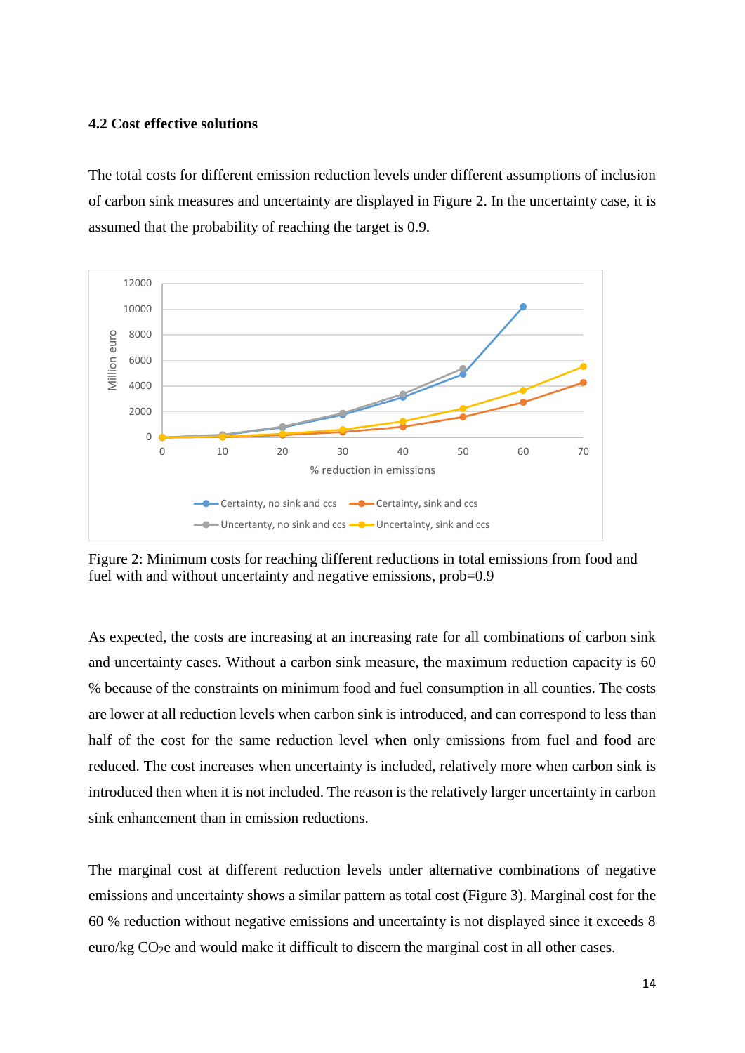### 4.2 Cost effective solutions

The total costs for different emission reduction levels under different assumptions of inclusion of carbon sink measures and uncertainty are displayed in Figure 2. In the uncertainty case, it is assumed that the probability of reaching the target is 0.9.

Figure 2: Minimum costs for reaching different reductions in total emissions from food and fuel with and without uncertainty and negative emissions, prob=0.9

As expected, the costs are increasing at an increasing rate for all combinations of carbon sink and uncertainty cases. Without a carbon sink measure, the maximum reduction capacity is 60 % because of the constraints on minimum food and fuel consumption in all counties. The costs are lower at all reduction levels when carbon sink is introduced, and can correspond to less than half of the cost for the same reduction level when only emissions from fuel and food are reduced. The cost increases when uncertainty is included, relatively more when carbon sink is introduced then when it is not included. The reason is the relatively larger uncertainty in carbon sink enhancement than in emission reductions.

The marginal cost at different reduction levels under alternative combinations of negative emissions and uncertainty shows a similar pattern as total cost (Figure 3). Marginal cost for the 60 % reduction without negative emissions and uncertainty is not displayed since it exceeds 8 euro/kg $CO_2e$ and would make it difficult to discern the marginal cost in all other cases.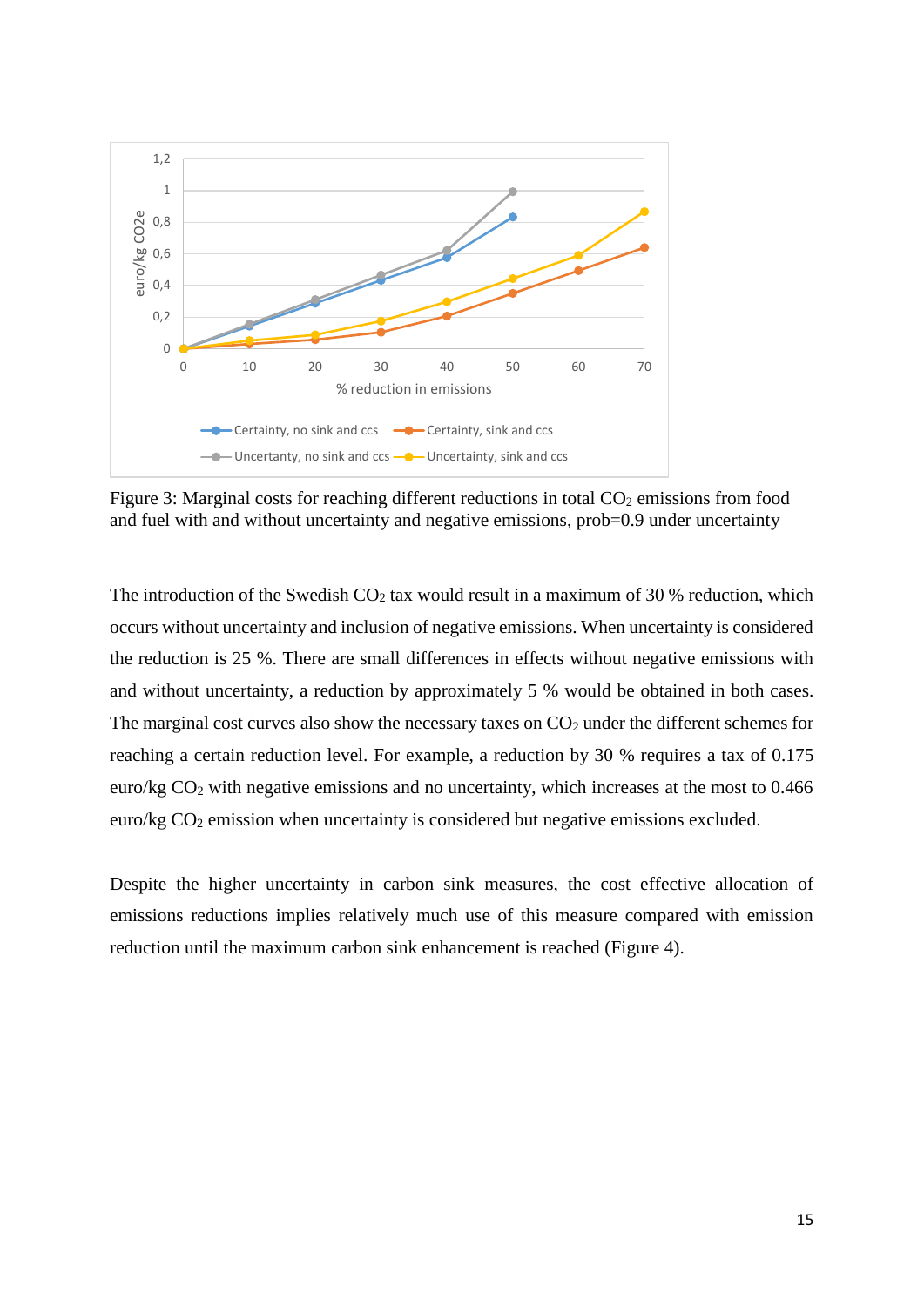Figure 3: Marginal costs for reaching different reductions in total $CO_2$ emissions from food and fuel with and without uncertainty and negative emissions, prob=0.9 under uncertainty

The introduction of the Swedish $CO_2$ tax would result in a maximum of 30 % reduction, which occurs without uncertainty and inclusion of negative emissions. When uncertainty is considered the reduction is 25 %. There are small differences in effects without negative emissions with and without uncertainty, a reduction by approximately 5 % would be obtained in both cases. The marginal cost curves also show the necessary taxes on $CO_2$ under the different schemes for reaching a certain reduction level. For example, a reduction by 30 % requires a tax of 0.175 euro/kg $CO_2$ with negative emissions and no uncertainty, which increases at the most to 0.466 euro/kg $CO_2$ emission when uncertainty is considered but negative emissions excluded.

Despite the higher uncertainty in carbon sink measures, the cost effective allocation of emissions reductions implies relatively much use of this measure compared with emission reduction until the maximum carbon sink enhancement is reached (Figure 4).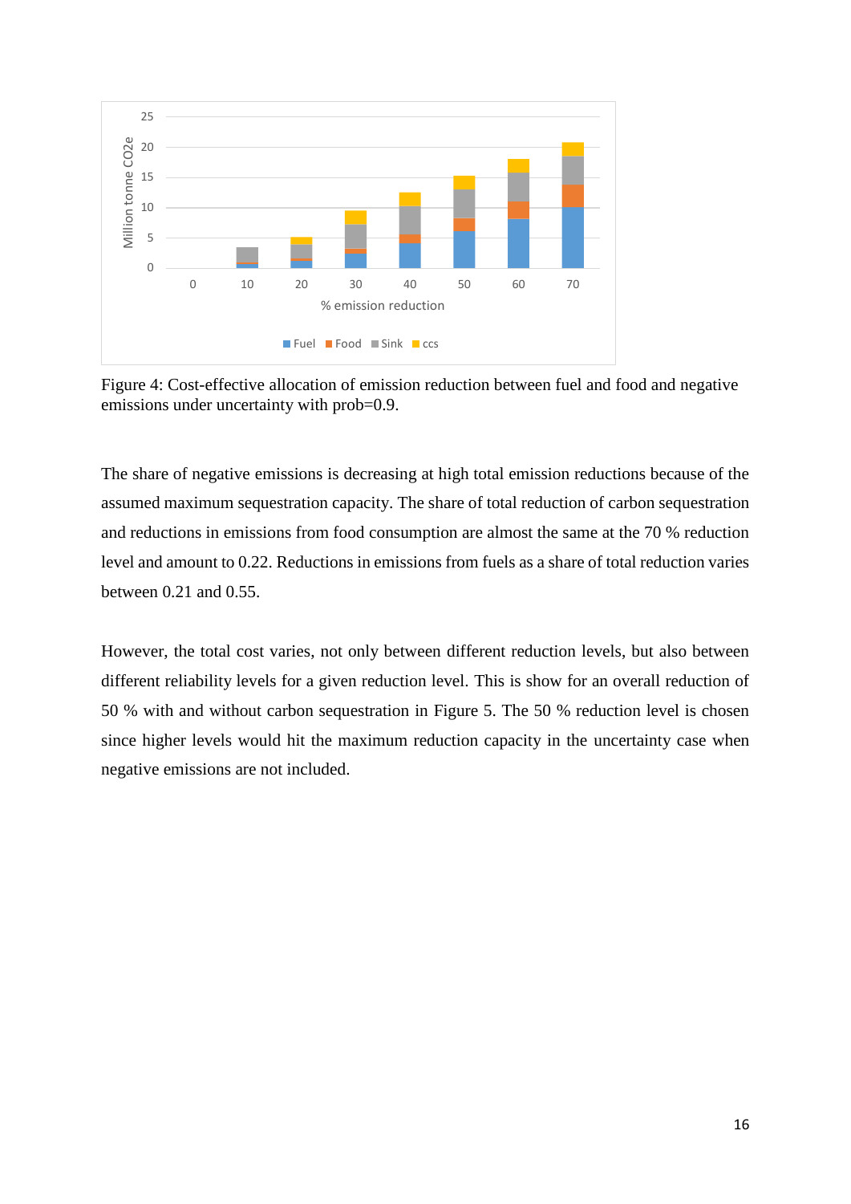Figure 4: Cost-effective allocation of emission reduction between fuel and food and negative emissions under uncertainty with prob=0.9.

The share of negative emissions is decreasing at high total emission reductions because of the assumed maximum sequestration capacity. The share of total reduction of carbon sequestration and reductions in emissions from food consumption are almost the same at the 70 % reduction level and amount to 0.22. Reductions in emissions from fuels as a share of total reduction varies between 0.21 and 0.55.

However, the total cost varies, not only between different reduction levels, but also between different reliability levels for a given reduction level. This is show for an overall reduction of 50 % with and without carbon sequestration in Figure 5. The 50 % reduction level is chosen since higher levels would hit the maximum reduction capacity in the uncertainty case when negative emissions are not included.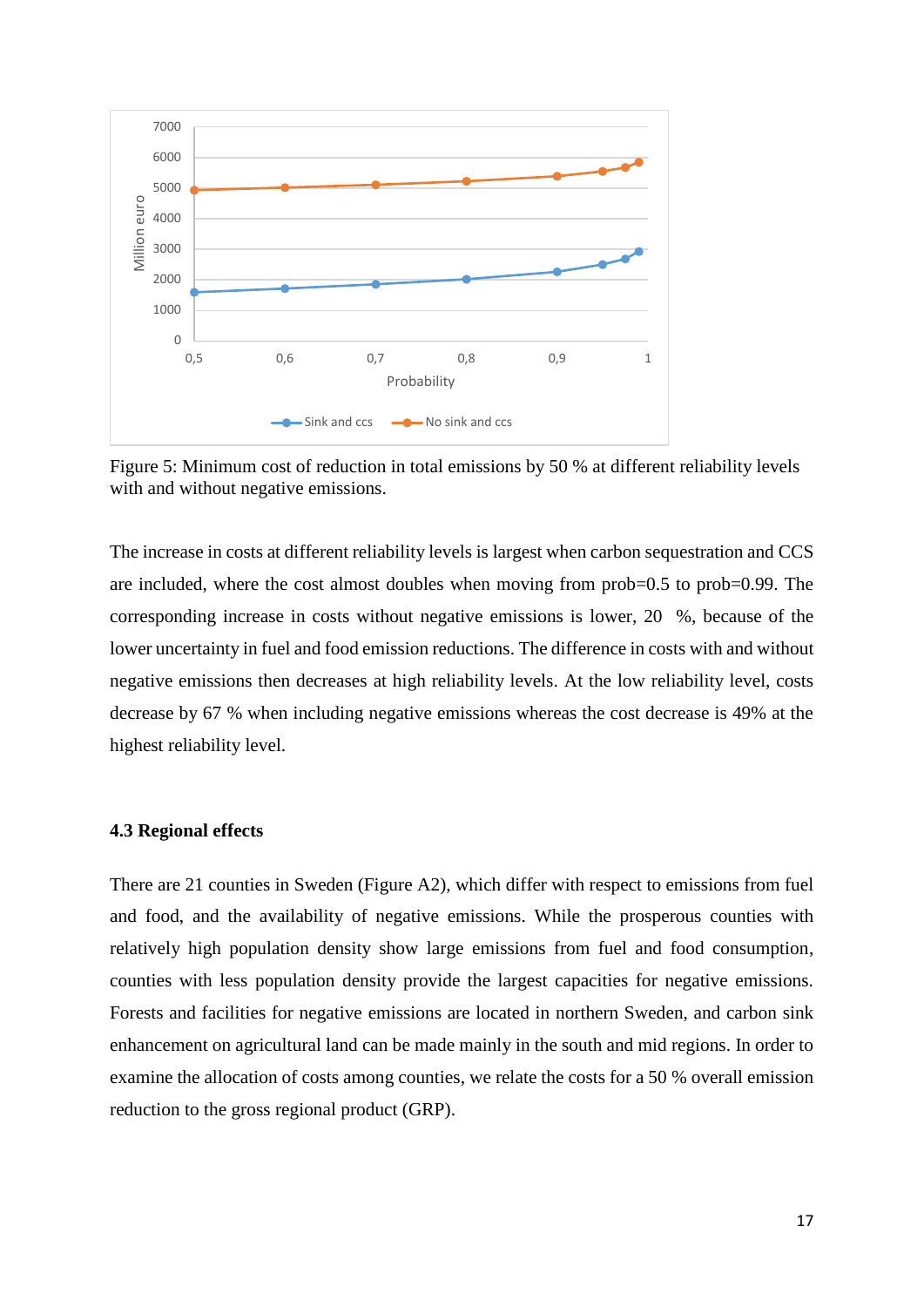Figure 5: Minimum cost of reduction in total emissions by 50 % at different reliability levels with and without negative emissions.

The increase in costs at different reliability levels is largest when carbon sequestration and CCS are included, where the cost almost doubles when moving from prob=0.5 to prob=0.99. The corresponding increase in costs without negative emissions is lower, 20 %, because of the lower uncertainty in fuel and food emission reductions. The difference in costs with and without negative emissions then decreases at high reliability levels. At the low reliability level, costs decrease by 67 % when including negative emissions whereas the cost decrease is 49% at the highest reliability level.

### 4.3 Regional effects

There are 21 counties in Sweden (Figure A2), which differ with respect to emissions from fuel and food, and the availability of negative emissions. While the prosperous counties with relatively high population density show large emissions from fuel and food consumption, counties with less population density provide the largest capacities for negative emissions. Forests and facilities for negative emissions are located in northern Sweden, and carbon sink enhancement on agricultural land can be made mainly in the south and mid regions. In order to examine the allocation of costs among counties, we relate the costs for a 50 % overall emission reduction to the gross regional product (GRP).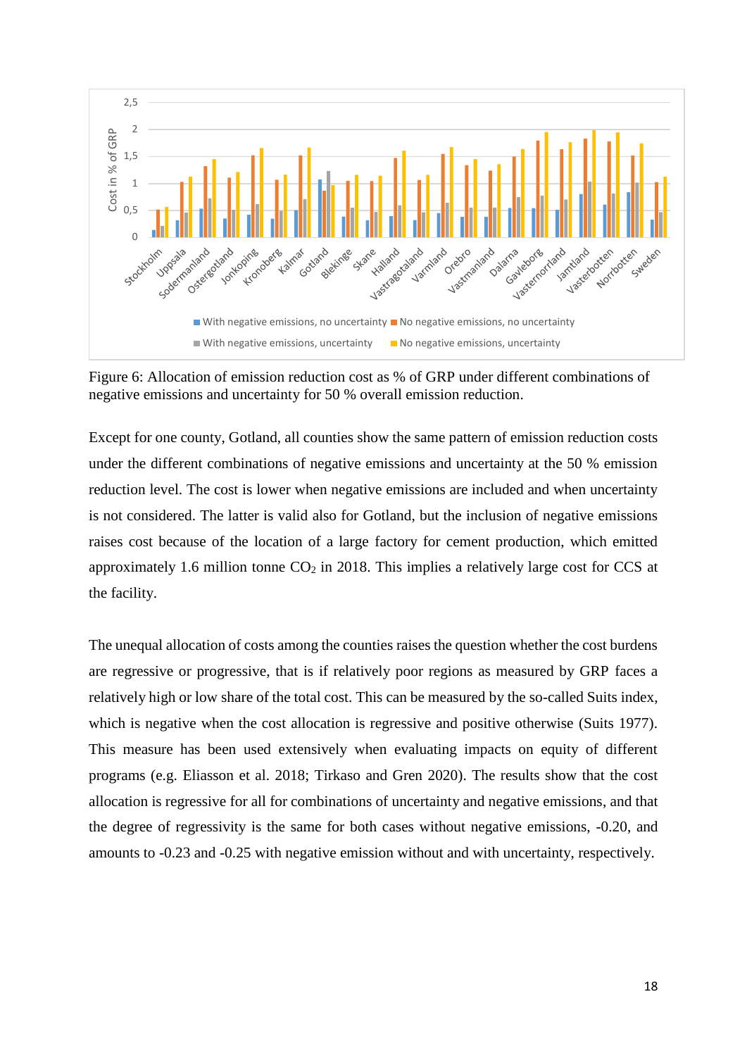Figure 6: Allocation of emission reduction cost as % of GRP under different combinations of negative emissions and uncertainty for 50 % overall emission reduction.

Except for one county, Gotland, all counties show the same pattern of emission reduction costs under the different combinations of negative emissions and uncertainty at the 50 % emission reduction level. The cost is lower when negative emissions are included and when uncertainty is not considered. The latter is valid also for Gotland, but the inclusion of negative emissions raises cost because of the location of a large factory for cement production, which emitted approximately 1.6 million tonne $CO_2$ in 2018. This implies a relatively large cost for CCS at the facility.

The unequal allocation of costs among the counties raises the question whether the cost burdens are regressive or progressive, that is if relatively poor regions as measured by GRP faces a relatively high or low share of the total cost. This can be measured by the so-called Suits index, which is negative when the cost allocation is regressive and positive otherwise (Suits 1977). This measure has been used extensively when evaluating impacts on equity of different programs (e.g. Eliasson et al. 2018; Tirkaso and Gren 2020). The results show that the cost allocation is regressive for all for combinations of uncertainty and negative emissions, and that the degree of regressivity is the same for both cases without negative emissions, -0.20, and amounts to -0.23 and -0.25 with negative emission without and with uncertainty, respectively.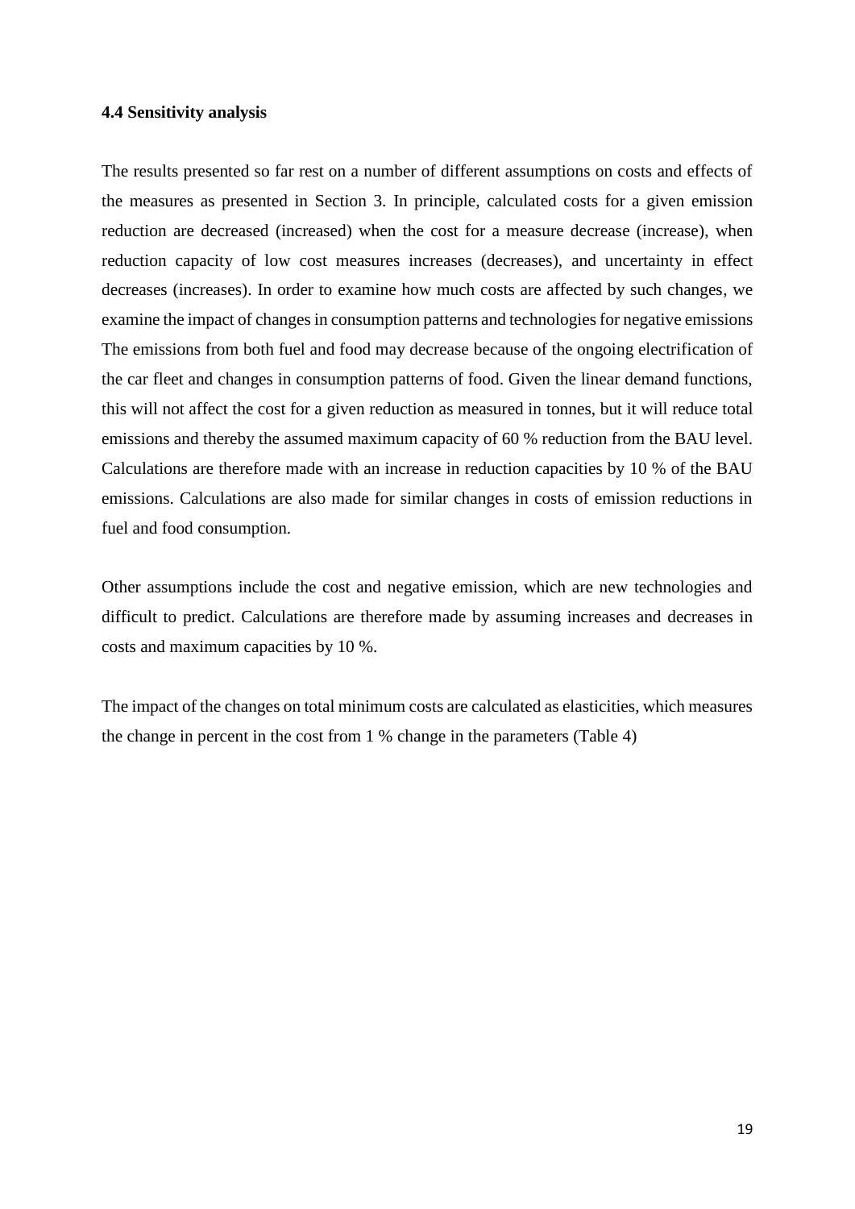### 4.4 Sensitivity analysis

The results presented so far rest on a number of different assumptions on costs and effects of the measures as presented in Section 3. In principle, calculated costs for a given emission reduction are decreased (increased) when the cost for a measure decrease (increase), when reduction capacity of low cost measures increases (decreases), and uncertainty in effect decreases (increases). In order to examine how much costs are affected by such changes, we examine the impact of changes in consumption patterns and technologies for negative emissions The emissions from both fuel and food may decrease because of the ongoing electrification of the car fleet and changes in consumption patterns of food. Given the linear demand functions, this will not affect the cost for a given reduction as measured in tonnes, but it will reduce total emissions and thereby the assumed maximum capacity of 60 % reduction from the BAU level. Calculations are therefore made with an increase in reduction capacities by 10 % of the BAU emissions. Calculations are also made for similar changes in costs of emission reductions in fuel and food consumption.

Other assumptions include the cost and negative emission, which are new technologies and difficult to predict. Calculations are therefore made by assuming increases and decreases in costs and maximum capacities by 10 %.

The impact of the changes on total minimum costs are calculated as elasticities, which measures the change in percent in the cost from 1 % change in the parameters (Table 4)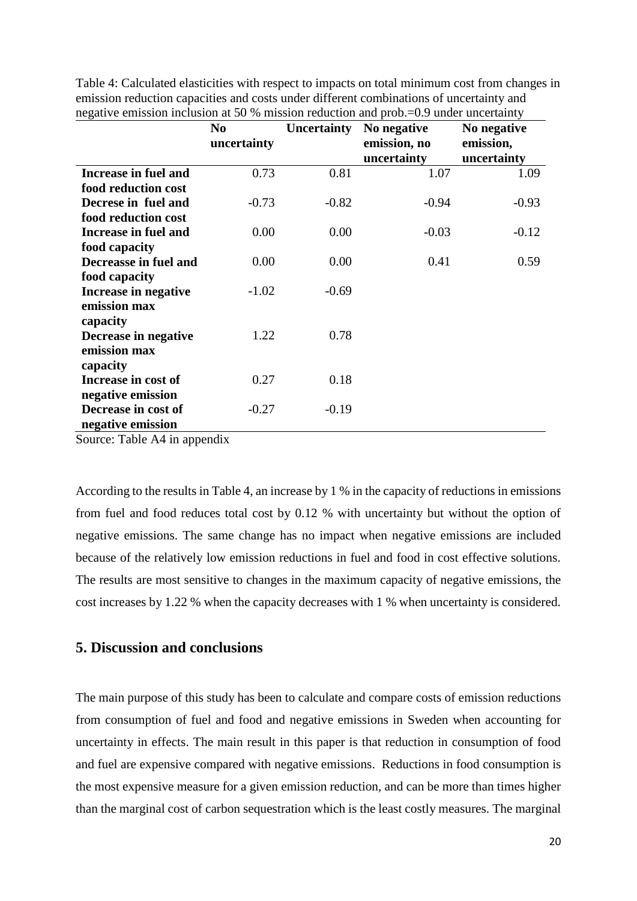Table 4: Calculated elasticities with respect to impacts on total minimum cost from changes in emission reduction capacities and costs under different combinations of uncertainty and negative emission inclusion at 50 % mission reduction and prob.=0.9 under uncertainty

| | No uncertainty | Uncertainty | No negative emission, no uncertainty | No negative emission, uncertainty |
|---|---|---|---|---|
| **Increase in fuel and food reduction cost** | 0.73 | 0.81 | 1.07 | 1.09 |
| **Decrese in fuel and food reduction cost** | -0.73 | -0.82 | -0.94 | -0.93 |
| **Increase in fuel and food capacity** | 0.00 | 0.00 | -0.03 | -0.12 |
| **Decreasse in fuel and food capacity** | 0.00 | 0.00 | 0.41 | 0.59 |
| **Increase in negative emission max capacity** | -1.02 | -0.69 | | |
| **Decrease in negative emission max capacity** | 1.22 | 0.78 | | |
| **Increase in cost of negative emission** | 0.27 | 0.18 | | |
| **Decrease in cost of negative emission** | -0.27 | -0.19 | | |

Source: Table A4 in appendix

According to the results in Table 4, an increase by 1 % in the capacity of reductions in emissions from fuel and food reduces total cost by 0.12 % with uncertainty but without the option of negative emissions. The same change has no impact when negative emissions are included because of the relatively low emission reductions in fuel and food in cost effective solutions. The results are most sensitive to changes in the maximum capacity of negative emissions, the cost increases by 1.22 % when the capacity decreases with 1 % when uncertainty is considered.

## 5. Discussion and conclusions

The main purpose of this study has been to calculate and compare costs of emission reductions from consumption of fuel and food and negative emissions in Sweden when accounting for uncertainty in effects. The main result in this paper is that reduction in consumption of food and fuel are expensive compared with negative emissions. Reductions in food consumption is the most expensive measure for a given emission reduction, and can be more than times higher than the marginal cost of carbon sequestration which is the least costly measures. The marginal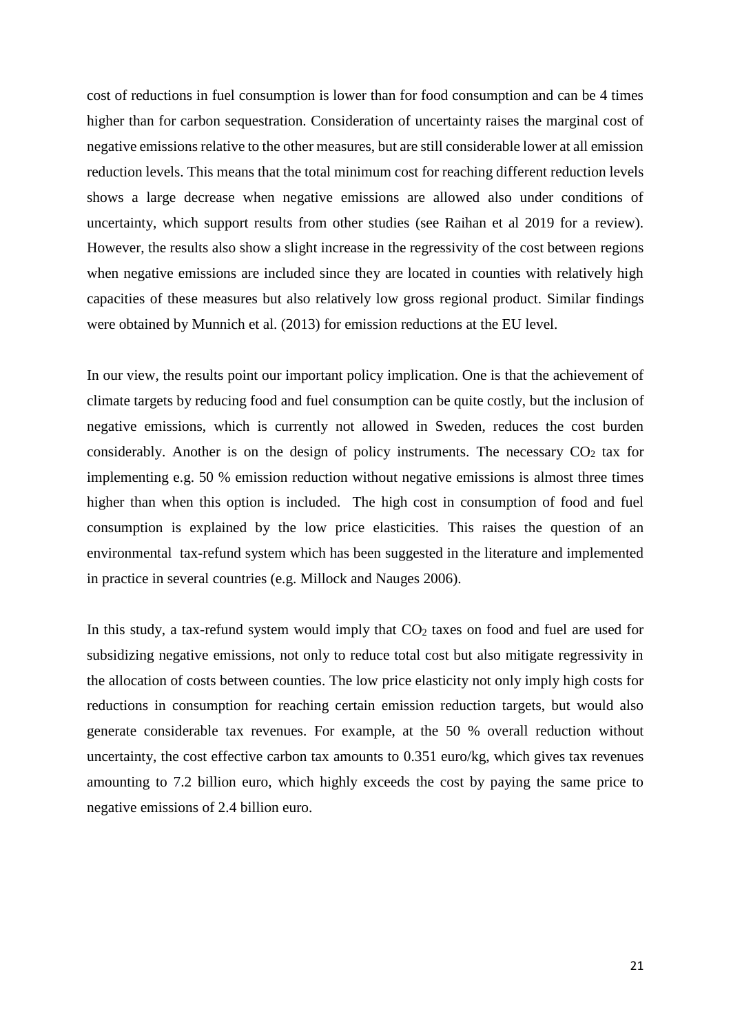cost of reductions in fuel consumption is lower than for food consumption and can be 4 times higher than for carbon sequestration. Consideration of uncertainty raises the marginal cost of negative emissions relative to the other measures, but are still considerable lower at all emission reduction levels. This means that the total minimum cost for reaching different reduction levels shows a large decrease when negative emissions are allowed also under conditions of uncertainty, which support results from other studies (see Raihan et al 2019 for a review). However, the results also show a slight increase in the regressivity of the cost between regions when negative emissions are included since they are located in counties with relatively high capacities of these measures but also relatively low gross regional product. Similar findings were obtained by Munnich et al. (2013) for emission reductions at the EU level.

In our view, the results point our important policy implication. One is that the achievement of climate targets by reducing food and fuel consumption can be quite costly, but the inclusion of negative emissions, which is currently not allowed in Sweden, reduces the cost burden considerably. Another is on the design of policy instruments. The necessary $CO_2$ tax for implementing e.g. 50 % emission reduction without negative emissions is almost three times higher than when this option is included. The high cost in consumption of food and fuel consumption is explained by the low price elasticities. This raises the question of an environmental tax-refund system which has been suggested in the literature and implemented in practice in several countries (e.g. Millock and Nauges 2006).

In this study, a tax-refund system would imply that $CO_2$ taxes on food and fuel are used for subsidizing negative emissions, not only to reduce total cost but also mitigate regressivity in the allocation of costs between counties. The low price elasticity not only imply high costs for reductions in consumption for reaching certain emission reduction targets, but would also generate considerable tax revenues. For example, at the 50 % overall reduction without uncertainty, the cost effective carbon tax amounts to 0.351 euro/kg, which gives tax revenues amounting to 7.2 billion euro, which highly exceeds the cost by paying the same price to negative emissions of 2.4 billion euro.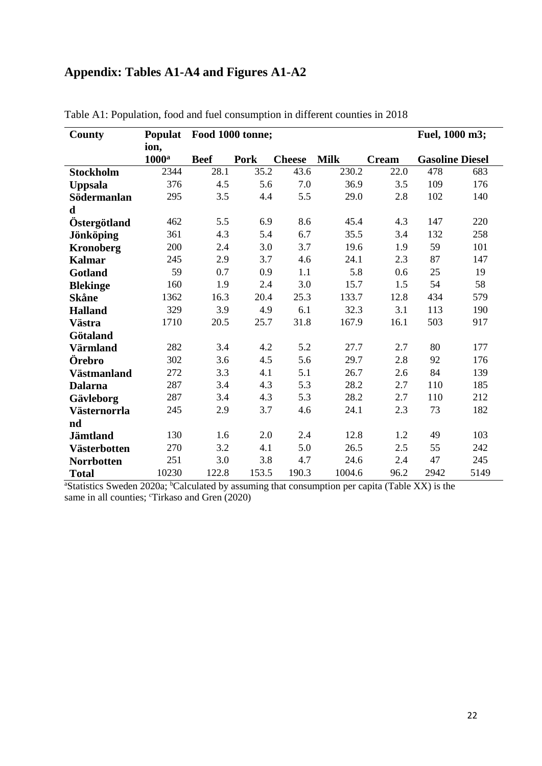## Appendix: Tables A1-A4 and Figures A1-A2

Table A1: Population, food and fuel consumption in different counties in 2018

| County | Population, 1000[a] | Food 1000 tonne; | | | | | Fuel, 1000 m3; | |
|---|---|---|---|---|---|---|---|---|
| | | **Beef** | **Pork** | **Cheese** | **Milk** | **Cream** | **Gasoline** | **Diesel** |
| **Stockholm** | 2344 | 28.1 | 35.2 | 43.6 | 230.2 | 22.0 | 478 | 683 |
| **Uppsala** | 376 | 4.5 | 5.6 | 7.0 | 36.9 | 3.5 | 109 | 176 |
| **Södermanland** | 295 | 3.5 | 4.4 | 5.5 | 29.0 | 2.8 | 102 | 140 |
| **Östergötland** | 462 | 5.5 | 6.9 | 8.6 | 45.4 | 4.3 | 147 | 220 |
| **Jönköping** | 361 | 4.3 | 5.4 | 6.7 | 35.5 | 3.4 | 132 | 258 |
| **Kronoberg** | 200 | 2.4 | 3.0 | 3.7 | 19.6 | 1.9 | 59 | 101 |
| **Kalmar** | 245 | 2.9 | 3.7 | 4.6 | 24.1 | 2.3 | 87 | 147 |
| **Gotland** | 59 | 0.7 | 0.9 | 1.1 | 5.8 | 0.6 | 25 | 19 |
| **Blekinge** | 160 | 1.9 | 2.4 | 3.0 | 15.7 | 1.5 | 54 | 58 |
| **Skåne** | 1362 | 16.3 | 20.4 | 25.3 | 133.7 | 12.8 | 434 | 579 |
| **Halland** | 329 | 3.9 | 4.9 | 6.1 | 32.3 | 3.1 | 113 | 190 |
| **Västra Götaland** | 1710 | 20.5 | 25.7 | 31.8 | 167.9 | 16.1 | 503 | 917 |
| **Värmland** | 282 | 3.4 | 4.2 | 5.2 | 27.7 | 2.7 | 80 | 177 |
| **Örebro** | 302 | 3.6 | 4.5 | 5.6 | 29.7 | 2.8 | 92 | 176 |
| **Västmanland** | 272 | 3.3 | 4.1 | 5.1 | 26.7 | 2.6 | 84 | 139 |
| **Dalarna** | 287 | 3.4 | 4.3 | 5.3 | 28.2 | 2.7 | 110 | 185 |
| **Gävleborg** | 287 | 3.4 | 4.3 | 5.3 | 28.2 | 2.7 | 110 | 212 |
| **Västernorrland** | 245 | 2.9 | 3.7 | 4.6 | 24.1 | 2.3 | 73 | 182 |
| **Jämtland** | 130 | 1.6 | 2.0 | 2.4 | 12.8 | 1.2 | 49 | 103 |
| **Västerbotten** | 270 | 3.2 | 4.1 | 5.0 | 26.5 | 2.5 | 55 | 242 |
| **Norrbotten** | 251 | 3.0 | 3.8 | 4.7 | 24.6 | 2.4 | 47 | 245 |
| **Total** | 10230 | 122.8 | 153.5 | 190.3 | 1004.6 | 96.2 | 2942 | 5149 |

[a]Statistics Sweden 2020a; [b]Calculated by assuming that consumption per capita (Table XX) is the same in all counties; [c]Tirkaso and Gren (2020)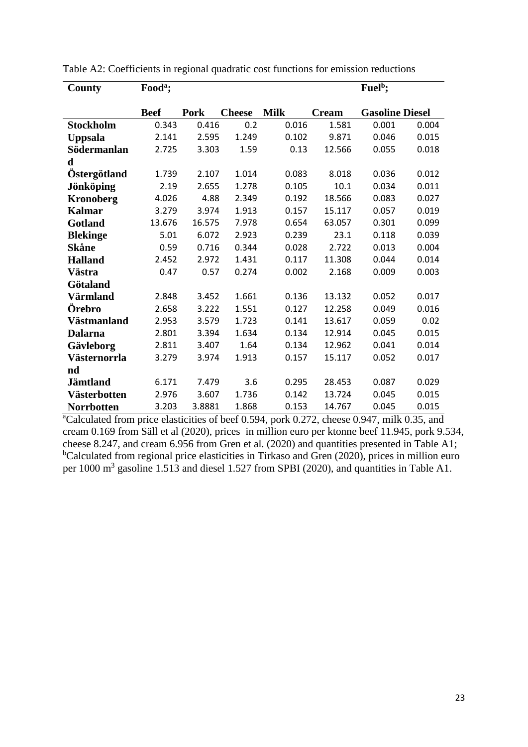Table A2: Coefficients in regional quadratic cost functions for emission reductions

| County | Food[a]; | | | | | Fuel[b]; | |
|---|---|---|---|---|---|---|---|
| | **Beef** | **Pork** | **Cheese** | **Milk** | **Cream** | **Gasoline** | **Diesel** |
| **Stockholm** | 0.343 | 0.416 | 0.2 | 0.016 | 1.581 | 0.001 | 0.004 |
| **Uppsala** | 2.141 | 2.595 | 1.249 | 0.102 | 9.871 | 0.046 | 0.015 |
| **Södermanland** | 2.725 | 3.303 | 1.59 | 0.13 | 12.566 | 0.055 | 0.018 |
| **Östergötland** | 1.739 | 2.107 | 1.014 | 0.083 | 8.018 | 0.036 | 0.012 |
| **Jönköping** | 2.19 | 2.655 | 1.278 | 0.105 | 10.1 | 0.034 | 0.011 |
| **Kronoberg** | 4.026 | 4.88 | 2.349 | 0.192 | 18.566 | 0.083 | 0.027 |
| **Kalmar** | 3.279 | 3.974 | 1.913 | 0.157 | 15.117 | 0.057 | 0.019 |
| **Gotland** | 13.676 | 16.575 | 7.978 | 0.654 | 63.057 | 0.301 | 0.099 |
| **Blekinge** | 5.01 | 6.072 | 2.923 | 0.239 | 23.1 | 0.118 | 0.039 |
| **Skåne** | 0.59 | 0.716 | 0.344 | 0.028 | 2.722 | 0.013 | 0.004 |
| **Halland** | 2.452 | 2.972 | 1.431 | 0.117 | 11.308 | 0.044 | 0.014 |
| **Västra Götaland** | 0.47 | 0.57 | 0.274 | 0.002 | 2.168 | 0.009 | 0.003 |
| **Värmland** | 2.848 | 3.452 | 1.661 | 0.136 | 13.132 | 0.052 | 0.017 |
| **Örebro** | 2.658 | 3.222 | 1.551 | 0.127 | 12.258 | 0.049 | 0.016 |
| **Västmanland** | 2.953 | 3.579 | 1.723 | 0.141 | 13.617 | 0.059 | 0.02 |
| **Dalarna** | 2.801 | 3.394 | 1.634 | 0.134 | 12.914 | 0.045 | 0.015 |
| **Gävleborg** | 2.811 | 3.407 | 1.64 | 0.134 | 12.962 | 0.041 | 0.014 |
| **Västernorrland** | 3.279 | 3.974 | 1.913 | 0.157 | 15.117 | 0.052 | 0.017 |
| **Jämtland** | 6.171 | 7.479 | 3.6 | 0.295 | 28.453 | 0.087 | 0.029 |
| **Västerbotten** | 2.976 | 3.607 | 1.736 | 0.142 | 13.724 | 0.045 | 0.015 |
| **Norrbotten** | 3.203 | 3.8881 | 1.868 | 0.153 | 14.767 | 0.045 | 0.015 |

[a]Calculated from price elasticities of beef 0.594, pork 0.272, cheese 0.947, milk 0.35, and cream 0.169 from Säll et al (2020), prices in million euro per ktonne beef 11.945, pork 9.534, cheese 8.247, and cream 6.956 from Gren et al. (2020) and quantities presented in Table A1; [b]Calculated from regional price elasticities in Tirkaso and Gren (2020), prices in million euro per 1000 $m^3$ gasoline 1.513 and diesel 1.527 from SPBI (2020), and quantities in Table A1.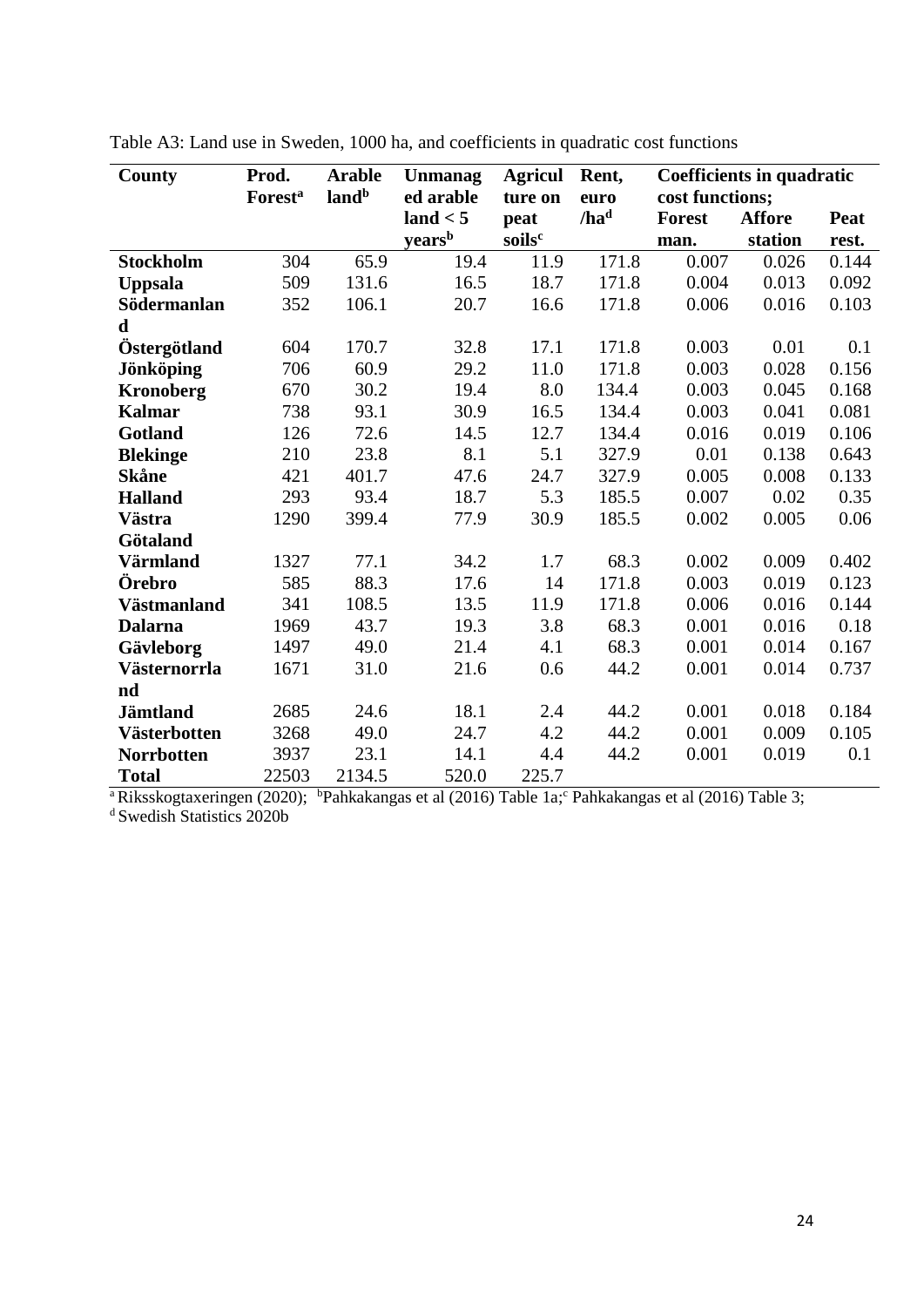Table A3: Land use in Sweden, 1000 ha, and coefficients in quadratic cost functions

| County | Prod. Forest[a] | Arable land[b] | Unmanaged arable land < 5 years[b] | Agriculture on peat soils[c] | Rent, euro /ha[d] | Coefficients in quadratic cost functions; | | |
|---|---|---|---|---|---|---|---|---|
| | | | | | | Forest man. | Afforestation | Peat rest. |
| **Stockholm** | 304 | 65.9 | 19.4 | 11.9 | 171.8 | 0.007 | 0.026 | 0.144 |
| **Uppsala** | 509 | 131.6 | 16.5 | 18.7 | 171.8 | 0.004 | 0.013 | 0.092 |
| **Södermanland** | 352 | 106.1 | 20.7 | 16.6 | 171.8 | 0.006 | 0.016 | 0.103 |
| **Östergötland** | 604 | 170.7 | 32.8 | 17.1 | 171.8 | 0.003 | 0.01 | 0.1 |
| **Jönköping** | 706 | 60.9 | 29.2 | 11.0 | 171.8 | 0.003 | 0.028 | 0.156 |
| **Kronoberg** | 670 | 30.2 | 19.4 | 8.0 | 134.4 | 0.003 | 0.045 | 0.168 |
| **Kalmar** | 738 | 93.1 | 30.9 | 16.5 | 134.4 | 0.003 | 0.041 | 0.081 |
| **Gotland** | 126 | 72.6 | 14.5 | 12.7 | 134.4 | 0.016 | 0.019 | 0.106 |
| **Blekinge** | 210 | 23.8 | 8.1 | 5.1 | 327.9 | 0.01 | 0.138 | 0.643 |
| **Skåne** | 421 | 401.7 | 47.6 | 24.7 | 327.9 | 0.005 | 0.008 | 0.133 |
| **Halland** | 293 | 93.4 | 18.7 | 5.3 | 185.5 | 0.007 | 0.02 | 0.35 |
| **Västra Götaland** | 1290 | 399.4 | 77.9 | 30.9 | 185.5 | 0.002 | 0.005 | 0.06 |
| **Värmland** | 1327 | 77.1 | 34.2 | 1.7 | 68.3 | 0.002 | 0.009 | 0.402 |
| **Örebro** | 585 | 88.3 | 17.6 | 14 | 171.8 | 0.003 | 0.019 | 0.123 |
| **Västmanland** | 341 | 108.5 | 13.5 | 11.9 | 171.8 | 0.006 | 0.016 | 0.144 |
| **Dalarna** | 1969 | 43.7 | 19.3 | 3.8 | 68.3 | 0.001 | 0.016 | 0.18 |
| **Gävleborg** | 1497 | 49.0 | 21.4 | 4.1 | 68.3 | 0.001 | 0.014 | 0.167 |
| **Västernorrland** | 1671 | 31.0 | 21.6 | 0.6 | 44.2 | 0.001 | 0.014 | 0.737 |
| **Jämtland** | 2685 | 24.6 | 18.1 | 2.4 | 44.2 | 0.001 | 0.018 | 0.184 |
| **Västerbotten** | 3268 | 49.0 | 24.7 | 4.2 | 44.2 | 0.001 | 0.009 | 0.105 |
| **Norrbotten** | 3937 | 23.1 | 14.1 | 4.4 | 44.2 | 0.001 | 0.019 | 0.1 |
| **Total** | 22503 | 2134.5 | 520.0 | 225.7 | | | | |

[a] Riksskogtaxeringen (2020); [b]Pahkakangas et al (2016) Table 1a;[c] Pahkakangas et al (2016) Table 3;
[d] Swedish Statistics 2020b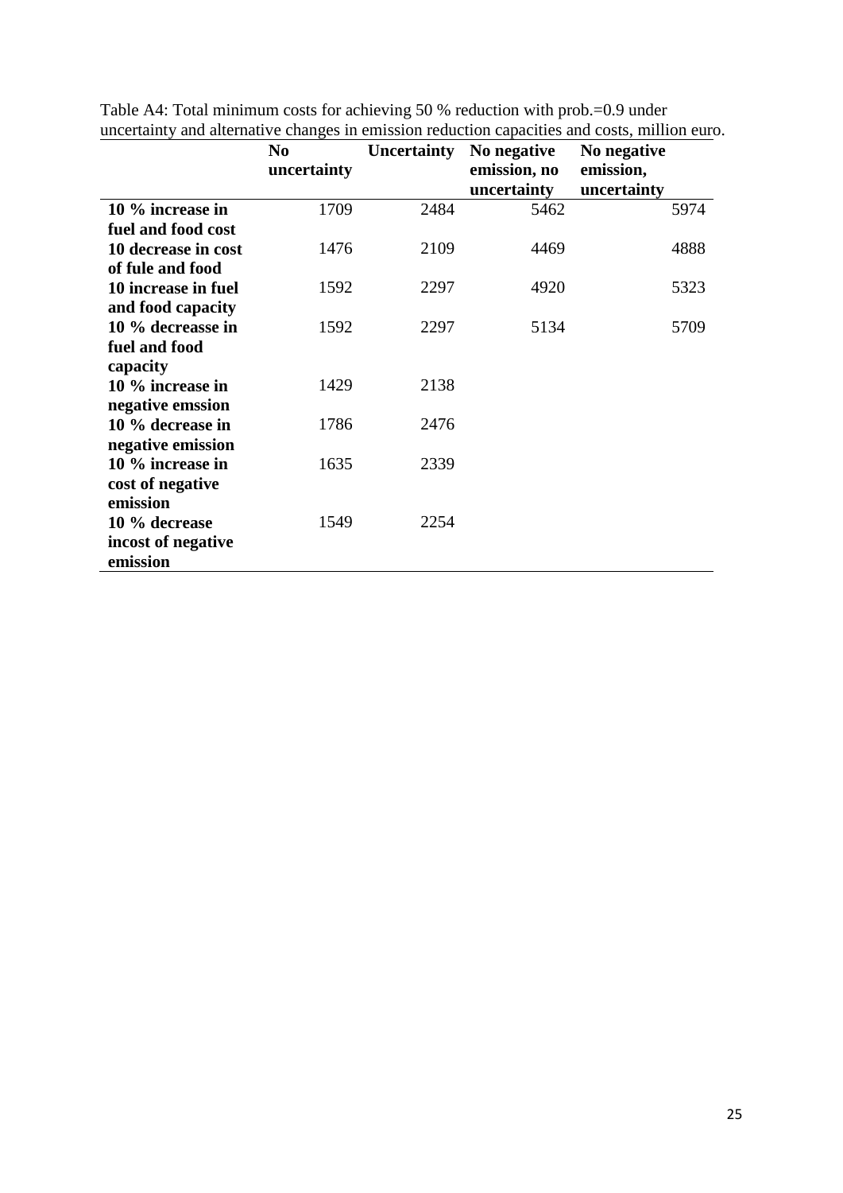Table A4: Total minimum costs for achieving 50 % reduction with prob.=0.9 under uncertainty and alternative changes in emission reduction capacities and costs, million euro.

| | **No uncertainty** | **Uncertainty** | **No negative emission, no uncertainty** | **No negative emission, uncertainty** |
|---|---|---|---|---|
| **10 % increase in fuel and food cost** | 1709 | 2484 | 5462 | 5974 |
| **10 decrease in cost of fule and food** | 1476 | 2109 | 4469 | 4888 |
| **10 increase in fuel and food capacity** | 1592 | 2297 | 4920 | 5323 |
| **10 % decreasse in fuel and food capacity** | 1592 | 2297 | 5134 | 5709 |
| **10 % increase in negative emssion** | 1429 | 2138 | | |
| **10 % decrease in negative emission** | 1786 | 2476 | | |
| **10 % increase in cost of negative emission** | 1635 | 2339 | | |
| **10 % decrease incost of negative emission** | 1549 | 2254 | | |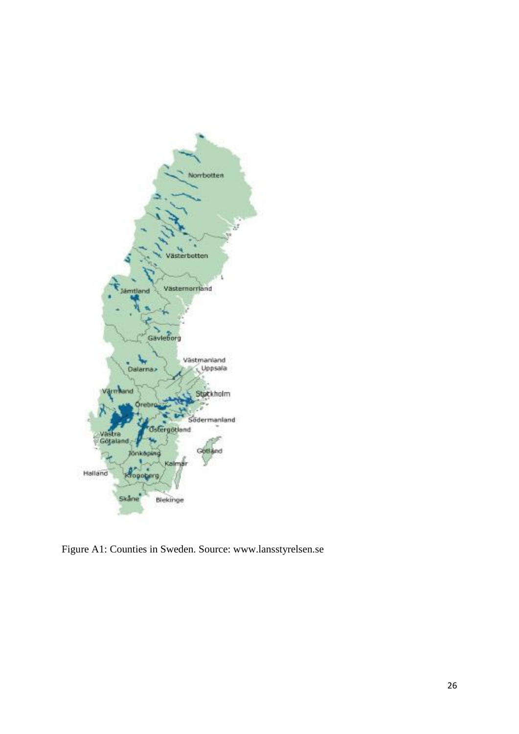Figure A1: Counties in Sweden. Source: www.lansstyrelsen.se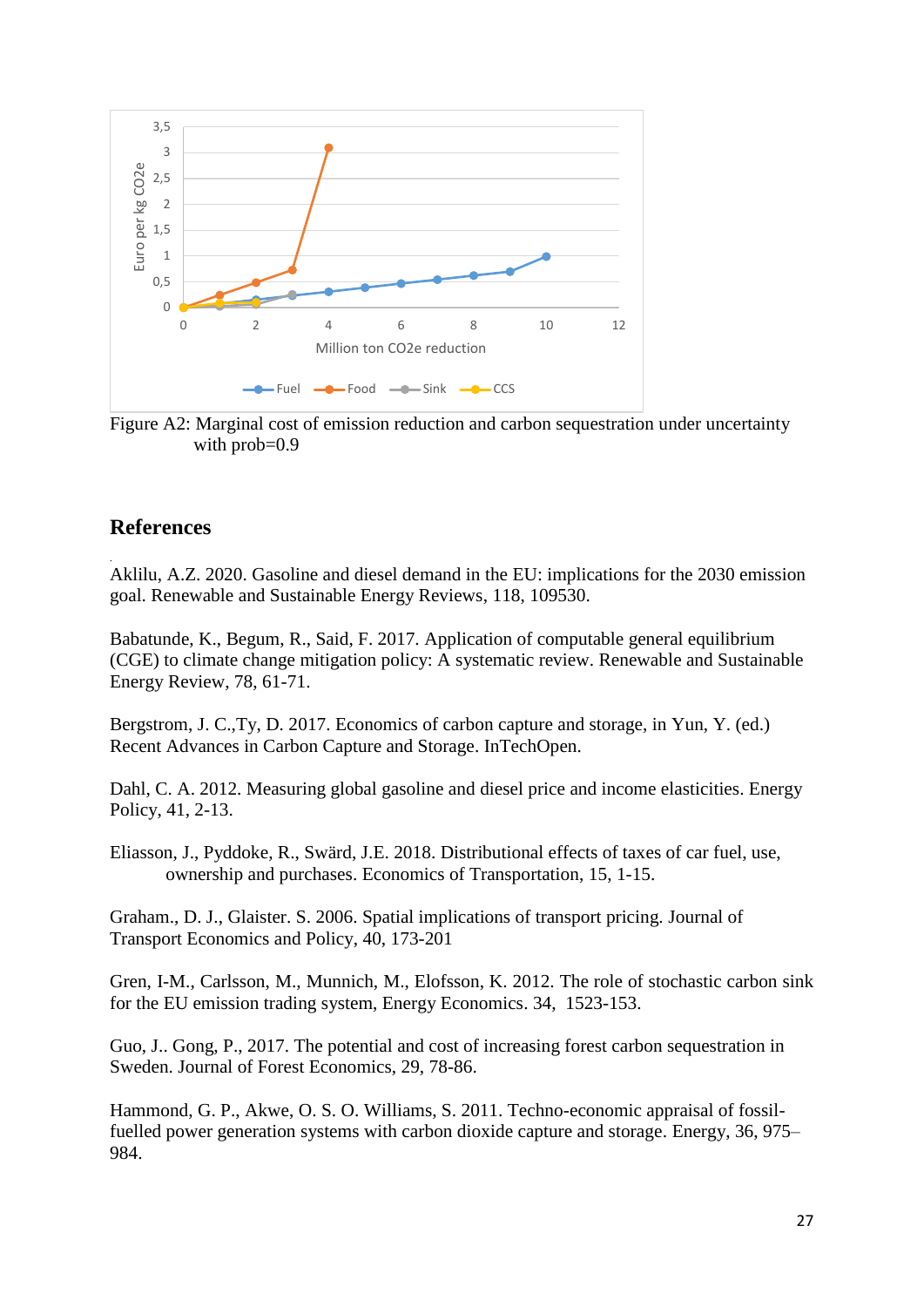Figure A2: Marginal cost of emission reduction and carbon sequestration under uncertainty with prob=0.9

## References

Aklilu, A.Z. 2020. Gasoline and diesel demand in the EU: implications for the 2030 emission goal. Renewable and Sustainable Energy Reviews, 118, 109530.

Babatunde, K., Begum, R., Said, F. 2017. Application of computable general equilibrium (CGE) to climate change mitigation policy: A systematic review. Renewable and Sustainable Energy Review, 78, 61-71.

Bergstrom, J. C.,Ty, D. 2017. Economics of carbon capture and storage, in Yun, Y. (ed.) Recent Advances in Carbon Capture and Storage. InTechOpen.

Dahl, C. A. 2012. Measuring global gasoline and diesel price and income elasticities. Energy Policy, 41, 2-13.

Eliasson, J., Pyddoke, R., Swärd, J.E. 2018. Distributional effects of taxes of car fuel, use, ownership and purchases. Economics of Transportation, 15, 1-15.

Graham., D. J., Glaister. S. 2006. Spatial implications of transport pricing. Journal of Transport Economics and Policy, 40, 173-201

Gren, I-M., Carlsson, M., Munnich, M., Elofsson, K. 2012. The role of stochastic carbon sink for the EU emission trading system, Energy Economics. 34, 1523-153.

Guo, J.. Gong, P., 2017. The potential and cost of increasing forest carbon sequestration in Sweden. Journal of Forest Economics, 29, 78-86.

Hammond, G. P., Akwe, O. S. O. Williams, S. 2011. Techno-economic appraisal of fossil-fuelled power generation systems with carbon dioxide capture and storage. Energy, 36, 975–984.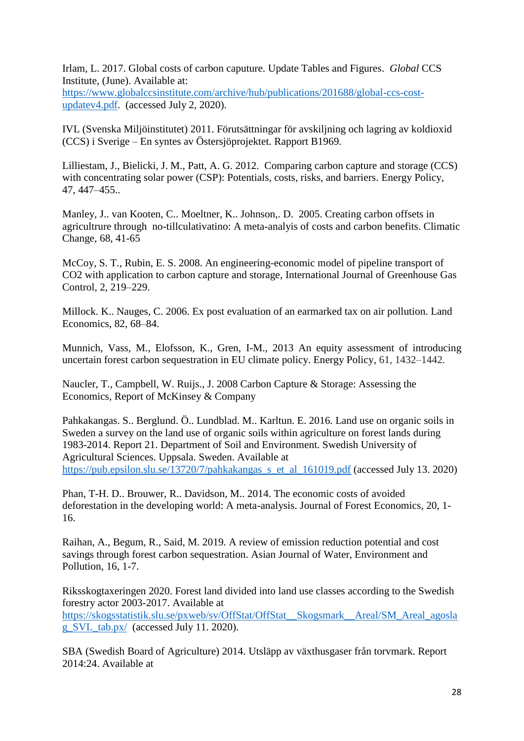Irlam, L. 2017. Global costs of carbon caputure. Update Tables and Figures. *Global* CCS Institute, (June). Available at: https://www.globalccsinstitute.com/archive/hub/publications/201688/global-ccs-cost-updatev4.pdf. (accessed July 2, 2020).

IVL (Svenska Miljöinstitutet) 2011. Förutsättningar för avskiljning och lagring av koldioxid (CCS) i Sverige – En syntes av Östersjöprojektet. Rapport B1969.

Lilliestam, J., Bielicki, J. M., Patt, A. G. 2012. Comparing carbon capture and storage (CCS) with concentrating solar power (CSP): Potentials, costs, risks, and barriers. Energy Policy, 47, 447–455..

Manley, J.. van Kooten, C.. Moeltner, K.. Johnson,. D. 2005. Creating carbon offsets in agricultrure through no-tillculativatino: A meta-analyis of costs and carbon benefits. Climatic Change, 68, 41-65

McCoy, S. T., Rubin, E. S. 2008. An engineering-economic model of pipeline transport of CO2 with application to carbon capture and storage, International Journal of Greenhouse Gas Control, 2, 219–229.

Millock. K.. Nauges, C. 2006. Ex post evaluation of an earmarked tax on air pollution. Land Economics, 82, 68–84.

Munnich, Vass, M., Elofsson, K., Gren, I-M., 2013 An equity assessment of introducing uncertain forest carbon sequestration in EU climate policy. Energy Policy, 61, 1432–1442.

Naucler, T., Campbell, W. Ruijs., J. 2008 Carbon Capture & Storage: Assessing the Economics, Report of McKinsey & Company

Pahkakangas. S.. Berglund. Ö.. Lundblad. M.. Karltun. E. 2016. Land use on organic soils in Sweden a survey on the land use of organic soils within agriculture on forest lands during 1983-2014. Report 21. Department of Soil and Environment. Swedish University of Agricultural Sciences. Uppsala. Sweden. Available at https://pub.epsilon.slu.se/13720/7/pahkakangas_s_et_al_161019.pdf (accessed July 13. 2020)

Phan, T-H. D.. Brouwer, R.. Davidson, M.. 2014. The economic costs of avoided deforestation in the developing world: A meta-analysis. Journal of Forest Economics, 20, 1-16.

Raihan, A., Begum, R., Said, M. 2019. A review of emission reduction potential and cost savings through forest carbon sequestration. Asian Journal of Water, Environment and Pollution, 16, 1-7.

Riksskogtaxeringen 2020. Forest land divided into land use classes according to the Swedish forestry actor 2003-2017. Available at https://skogsstatistik.slu.se/pxweb/sv/OffStat/OffStat__Skogsmark__Areal/SM_Areal_agoslag_SVL_tab.px/ (accessed July 11. 2020).

SBA (Swedish Board of Agriculture) 2014. Utsläpp av växthusgaser från torvmark. Report 2014:24. Available at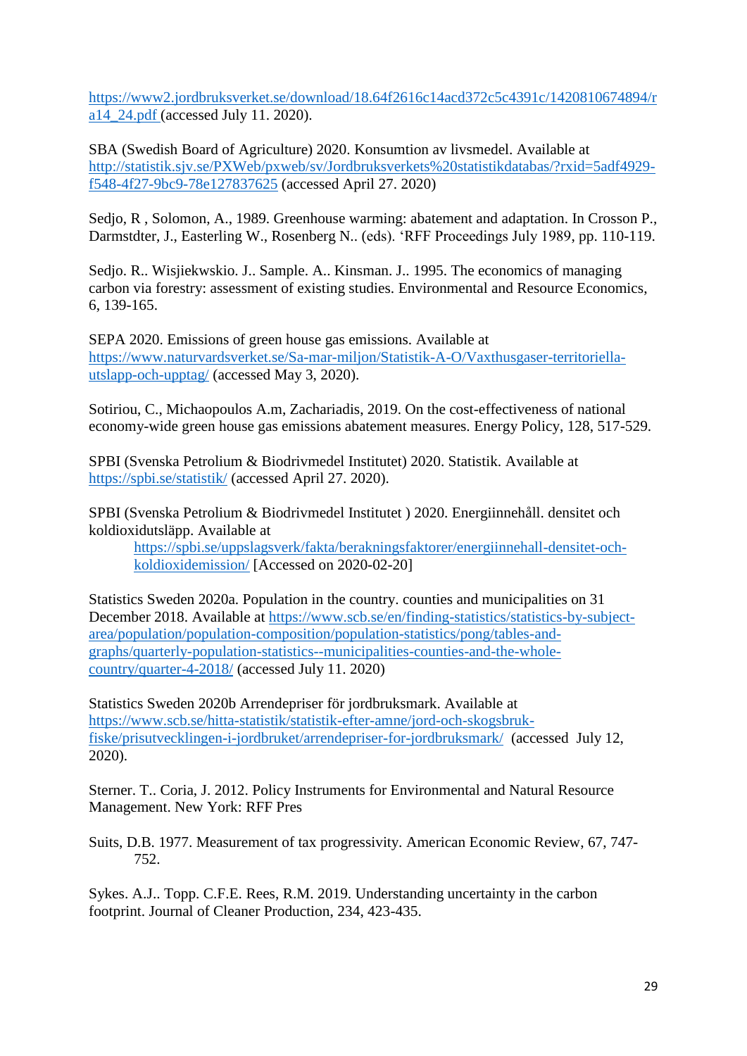https://www2.jordbruksverket.se/download/18.64f2616c14acd372c5c4391c/1420810674894/ra14_24.pdf (accessed July 11. 2020).

SBA (Swedish Board of Agriculture) 2020. Konsumtion av livsmedel. Available at http://statistik.sjv.se/PXWeb/pxweb/sv/Jordbruksverkets%20statistikdatabas/?rxid=5adf4929-f548-4f27-9bc9-78e127837625 (accessed April 27. 2020)

Sedjo, R , Solomon, A., 1989. Greenhouse warming: abatement and adaptation. In Crosson P., Darmstdter, J., Easterling W., Rosenberg N.. (eds). 'RFF Proceedings July 1989, pp. 110-119.

Sedjo. R.. Wisjiekwskio. J.. Sample. A.. Kinsman. J.. 1995. The economics of managing carbon via forestry: assessment of existing studies. Environmental and Resource Economics, 6, 139-165.

SEPA 2020. Emissions of green house gas emissions. Available at https://www.naturvardsverket.se/Sa-mar-miljon/Statistik-A-O/Vaxthusgaser-territoriella-utslapp-och-upptag/ (accessed May 3, 2020).

Sotiriou, C., Michaopoulos A.m, Zachariadis, 2019. On the cost-effectiveness of national economy-wide green house gas emissions abatement measures. Energy Policy, 128, 517-529.

SPBI (Svenska Petrolium & Biodrivmedel Institutet) 2020. Statistik. Available at https://spbi.se/statistik/ (accessed April 27. 2020).

SPBI (Svenska Petrolium & Biodrivmedel Institutet ) 2020. Energiinnehåll. densitet och koldioxidutsläpp. Available at
https://spbi.se/uppslagsverk/fakta/berakningsfaktorer/energiinnehall-densitet-och-koldioxidemission/ [Accessed on 2020-02-20]

Statistics Sweden 2020a. Population in the country. counties and municipalities on 31 December 2018. Available at https://www.scb.se/en/finding-statistics/statistics-by-subject-area/population/population-composition/population-statistics/pong/tables-and-graphs/quarterly-population-statistics--municipalities-counties-and-the-whole-country/quarter-4-2018/ (accessed July 11. 2020)

Statistics Sweden 2020b Arrendepriser för jordbruksmark. Available at https://www.scb.se/hitta-statistik/statistik-efter-amne/jord-och-skogsbruk-fiske/prisutvecklingen-i-jordbruket/arrendepriser-for-jordbruksmark/ (accessed July 12, 2020).

Sterner. T.. Coria, J. 2012. Policy Instruments for Environmental and Natural Resource Management. New York: RFF Pres

Suits, D.B. 1977. Measurement of tax progressivity. American Economic Review, 67, 747-752.

Sykes. A.J.. Topp. C.F.E. Rees, R.M. 2019. Understanding uncertainty in the carbon footprint. Journal of Cleaner Production, 234, 423-435.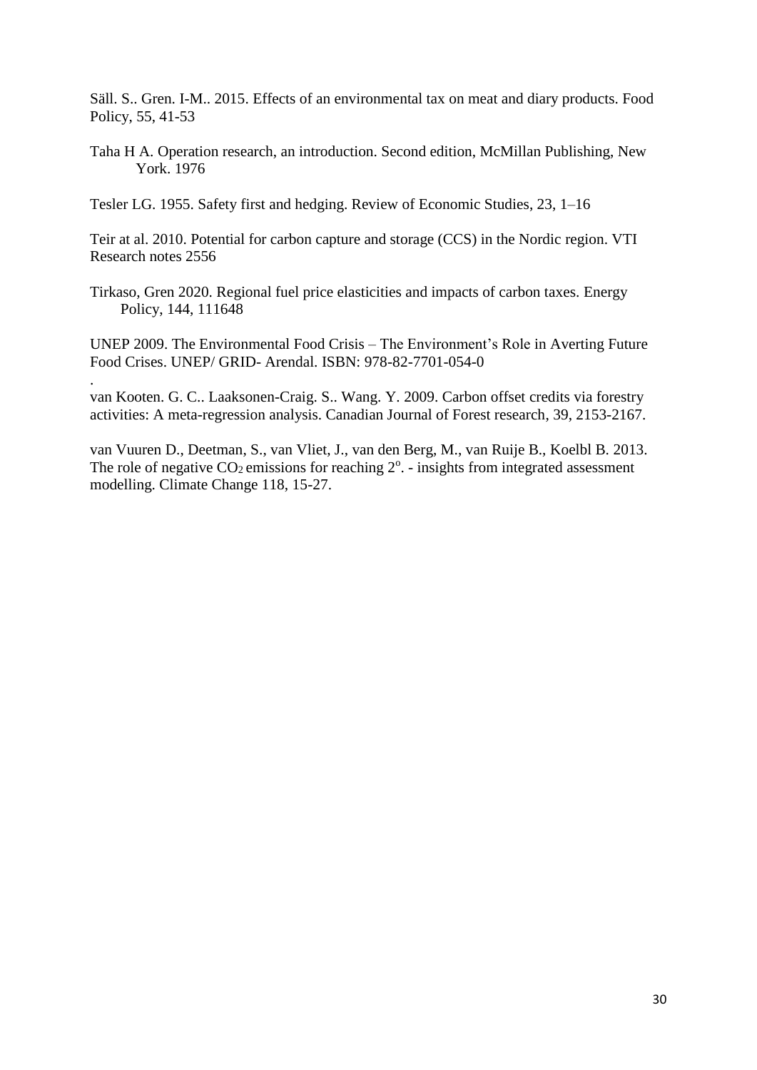Säll. S.. Gren. I-M.. 2015. Effects of an environmental tax on meat and diary products. Food Policy, 55, 41-53

Taha H A. Operation research, an introduction. Second edition, McMillan Publishing, New York. 1976

Tesler LG. 1955. Safety first and hedging. Review of Economic Studies, 23, 1–16

Teir at al. 2010. Potential for carbon capture and storage (CCS) in the Nordic region. VTI Research notes 2556

Tirkaso, Gren 2020. Regional fuel price elasticities and impacts of carbon taxes. Energy Policy, 144, 111648

UNEP 2009. The Environmental Food Crisis – The Environment's Role in Averting Future Food Crises. UNEP/ GRID- Arendal. ISBN: 978-82-7701-054-0

.
van Kooten. G. C.. Laaksonen-Craig. S.. Wang. Y. 2009. Carbon offset credits via forestry activities: A meta-regression analysis. Canadian Journal of Forest research, 39, 2153-2167.

van Vuuren D., Deetman, S., van Vliet, J., van den Berg, M., van Ruije B., Koelbl B. 2013. The role of negative $CO_2$ emissions for reaching $2^o$. - insights from integrated assessment modelling. Climate Change 118, 15-27.